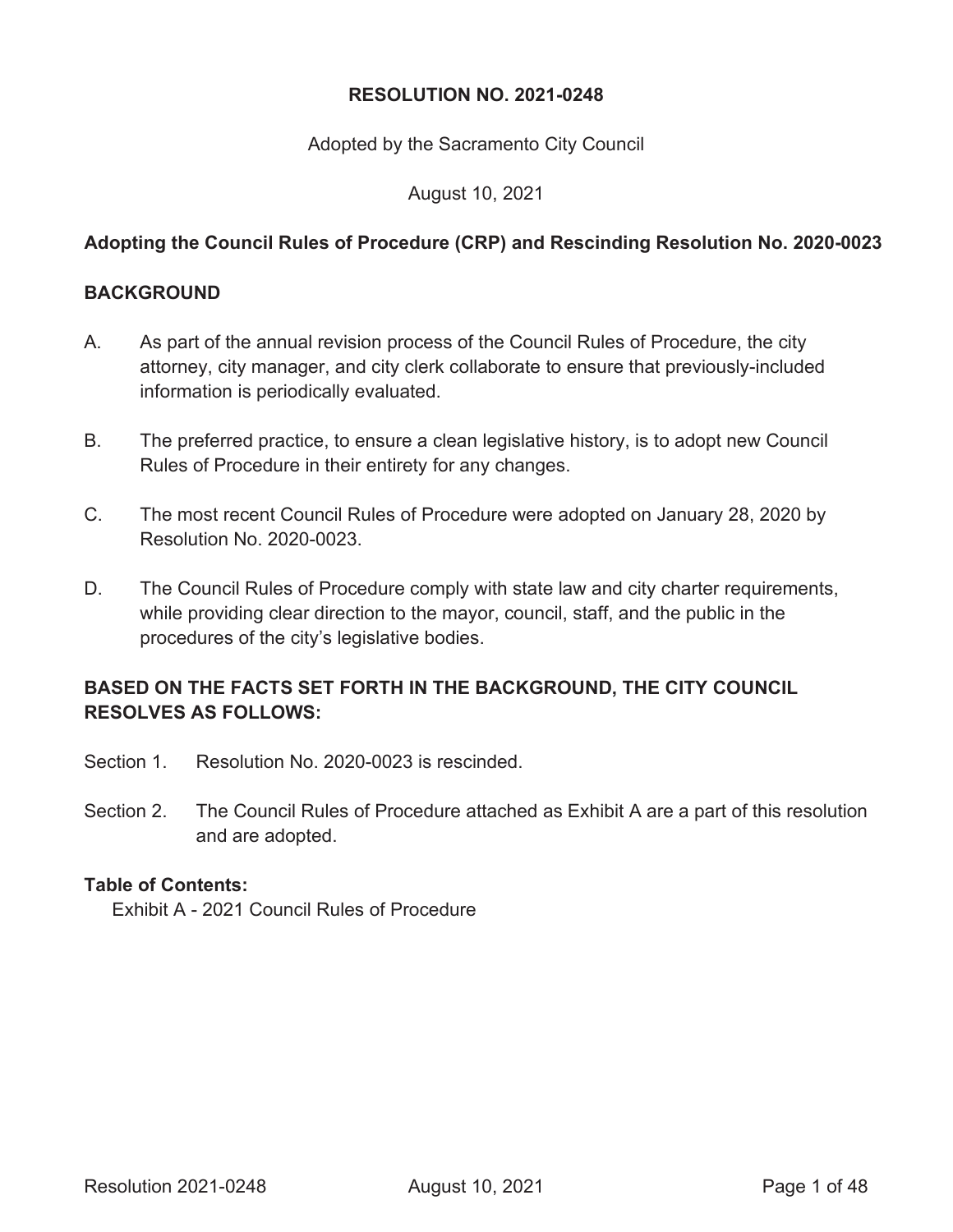# RESOLUTION NO. 2021-0248

Adopted by the Sacramento City Council

August 10, 2021

## Adopting the Council Rules of Procedure (CRP) and Rescinding Resolution No. 2020-0023

## BACKGROUND

A. As part of the annual revision process of the Council Rules of Procedure, the city attorney, city manager, and city clerk collaborate to ensure that previously-included information is periodically evaluated.

B. The preferred practice, to ensure a clean legislative history, is to adopt new Council Rules of Procedure in their entirety for any changes.

C. The most recent Council Rules of Procedure were adopted on January 28, 2020 by Resolution No. 2020-0023.

D. The Council Rules of Procedure comply with state law and city charter requirements, while providing clear direction to the mayor, council, staff, and the public in the procedures of the city's legislative bodies.

## BASED ON THE FACTS SET FORTH IN THE BACKGROUND, THE CITY COUNCIL RESOLVES AS FOLLOWS:

Section 1. Resolution No. 2020-0023 is rescinded.

Section 2. The Council Rules of Procedure attached as Exhibit A are a part of this resolution and are adopted.

**Table of Contents:**

Exhibit A - 2021 Council Rules of Procedure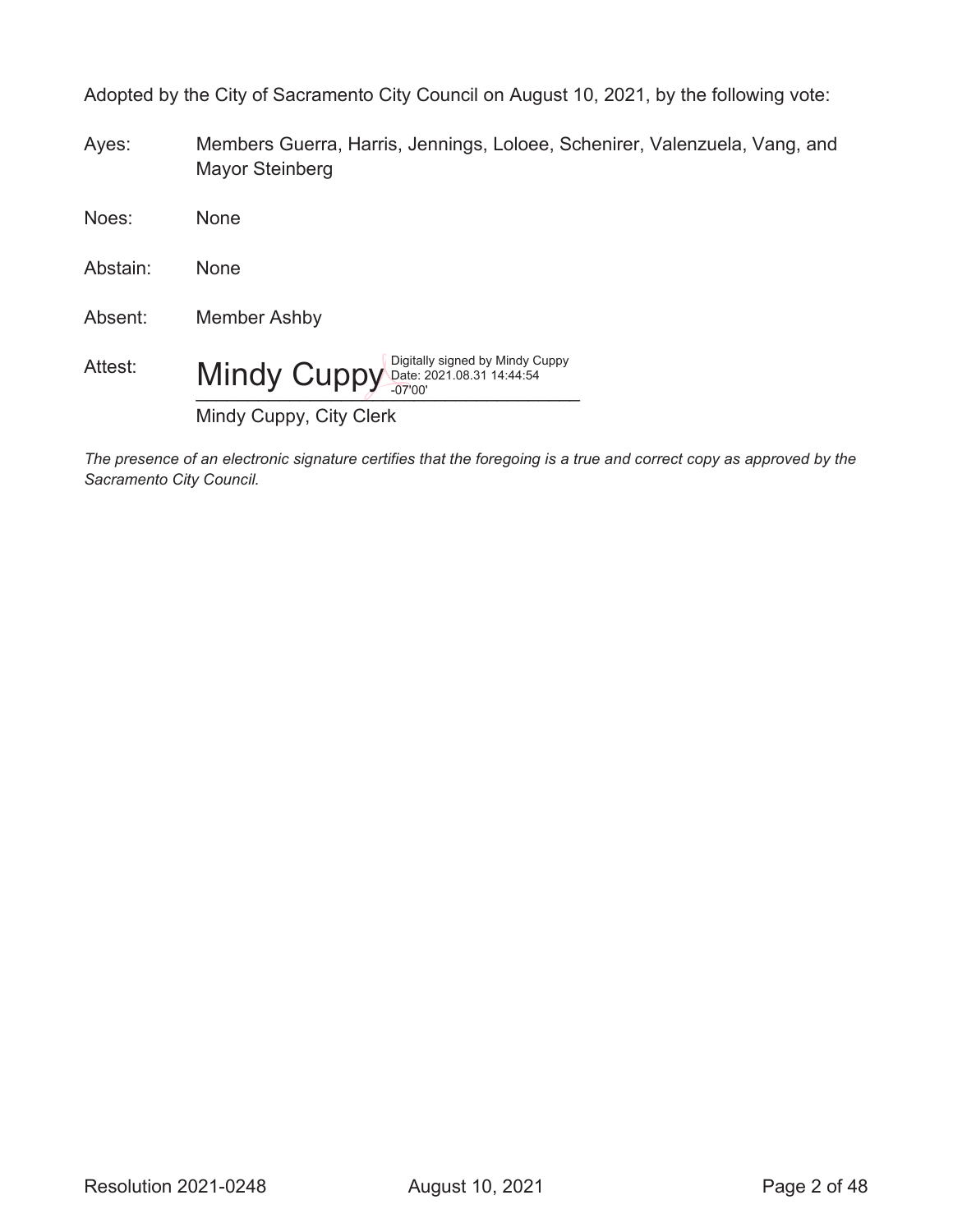Adopted by the City of Sacramento City Council on August 10, 2021, by the following vote:

Ayes: Members Guerra, Harris, Jennings, Loloee, Schenirer, Valenzuela, Vang, and Mayor Steinberg

Noes: None

Abstain: None

Absent: Member Ashby

Attest: Mindy Cuppy Digitally signed by Mindy Cuppy Date: 2021.08.31 14:44:54 -07'00'

Mindy Cuppy, City Clerk

*The presence of an electronic signature certifies that the foregoing is a true and correct copy as approved by the Sacramento City Council.*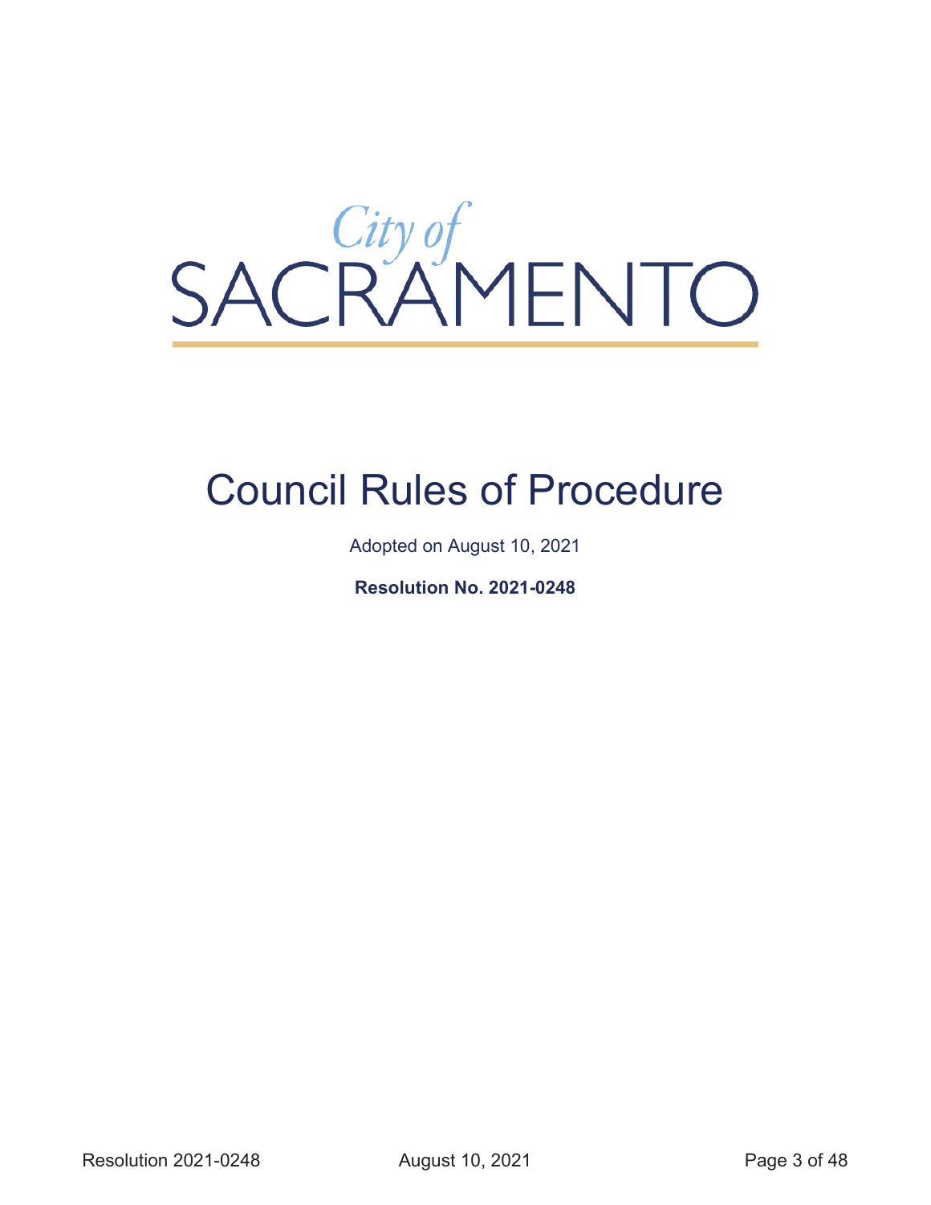City of SACRAMENTO

# Council Rules of Procedure

Adopted on August 10, 2021

**Resolution No. 2021-0248**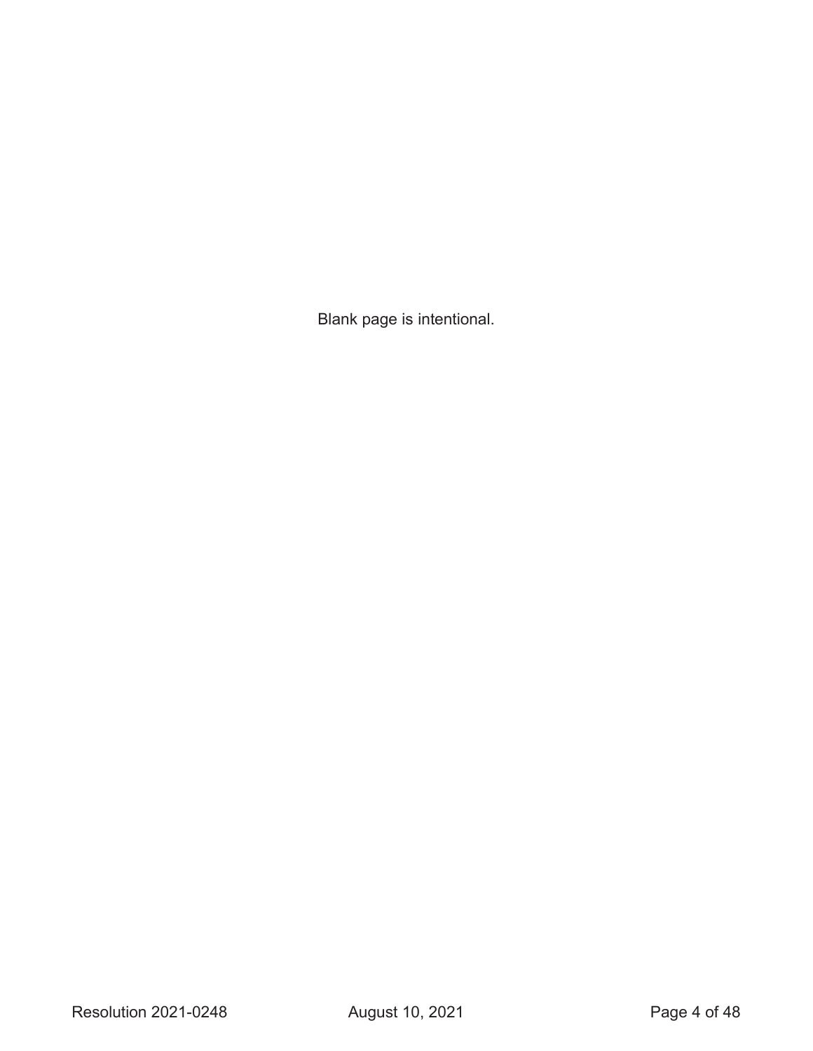Blank page is intentional.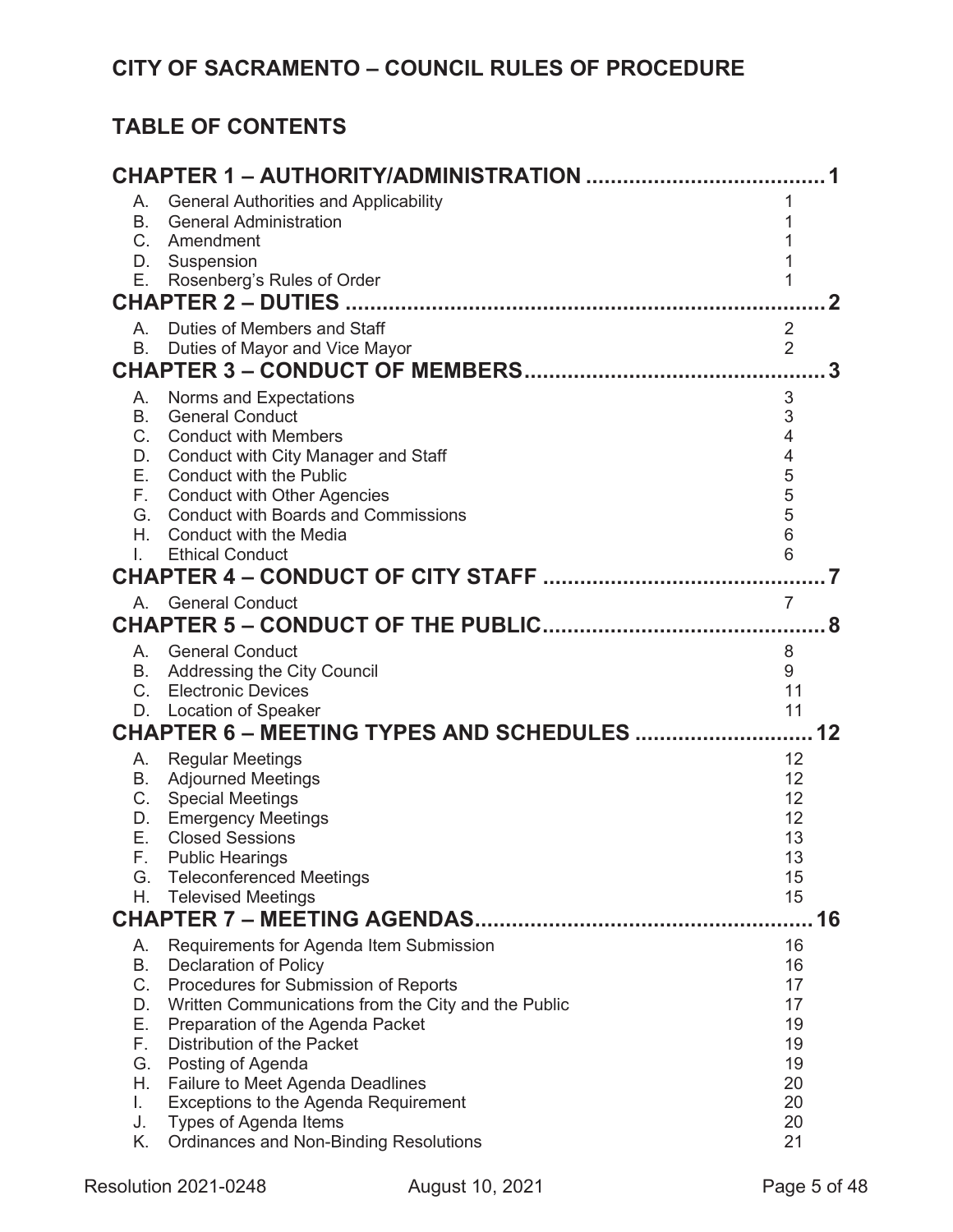## CITY OF SACRAMENTO – COUNCIL RULES OF PROCEDURE

## TABLE OF CONTENTS

**CHAPTER 1 – AUTHORITY/ADMINISTRATION ....................................... 1**

| | | |
|---|---|---|
| A. | General Authorities and Applicability | 1 |
| B. | General Administration | 1 |
| C. | Amendment | 1 |
| D. | Suspension | 1 |
| E. | Rosenberg's Rules of Order | 1 |

**CHAPTER 2 – DUTIES ............................................................................... 2**

| | | |
|---|---|---|
| A. | Duties of Members and Staff | 2 |
| B. | Duties of Mayor and Vice Mayor | 2 |

**CHAPTER 3 – CONDUCT OF MEMBERS................................................. 3**

| | | |
|---|---|---|
| A. | Norms and Expectations | 3 |
| B. | General Conduct | 3 |
| C. | Conduct with Members | 4 |
| D. | Conduct with City Manager and Staff | 4 |
| E. | Conduct with the Public | 5 |
| F. | Conduct with Other Agencies | 5 |
| G. | Conduct with Boards and Commissions | 5 |
| H. | Conduct with the Media | 6 |
| I. | Ethical Conduct | 6 |

**CHAPTER 4 – CONDUCT OF CITY STAFF ............................................... 7**

| | | |
|---|---|---|
| A. | General Conduct | 7 |

**CHAPTER 5 – CONDUCT OF THE PUBLIC............................................... 8**

| | | |
|---|---|---|
| A. | General Conduct | 8 |
| B. | Addressing the City Council | 9 |
| C. | Electronic Devices | 11 |
| D. | Location of Speaker | 11 |

**CHAPTER 6 – MEETING TYPES AND SCHEDULES ............................ 12**

| | | |
|---|---|---|
| A. | Regular Meetings | 12 |
| B. | Adjourned Meetings | 12 |
| C. | Special Meetings | 12 |
| D. | Emergency Meetings | 12 |
| E. | Closed Sessions | 13 |
| F. | Public Hearings | 13 |
| G. | Teleconferenced Meetings | 15 |
| H. | Televised Meetings | 15 |

**CHAPTER 7 – MEETING AGENDAS...................................................... 16**

| | | |
|---|---|---|
| A. | Requirements for Agenda Item Submission | 16 |
| B. | Declaration of Policy | 16 |
| C. | Procedures for Submission of Reports | 17 |
| D. | Written Communications from the City and the Public | 17 |
| E. | Preparation of the Agenda Packet | 19 |
| F. | Distribution of the Packet | 19 |
| G. | Posting of Agenda | 19 |
| H. | Failure to Meet Agenda Deadlines | 20 |
| I. | Exceptions to the Agenda Requirement | 20 |
| J. | Types of Agenda Items | 20 |
| K. | Ordinances and Non-Binding Resolutions | 21 |

Resolution 2021-0248 August 10, 2021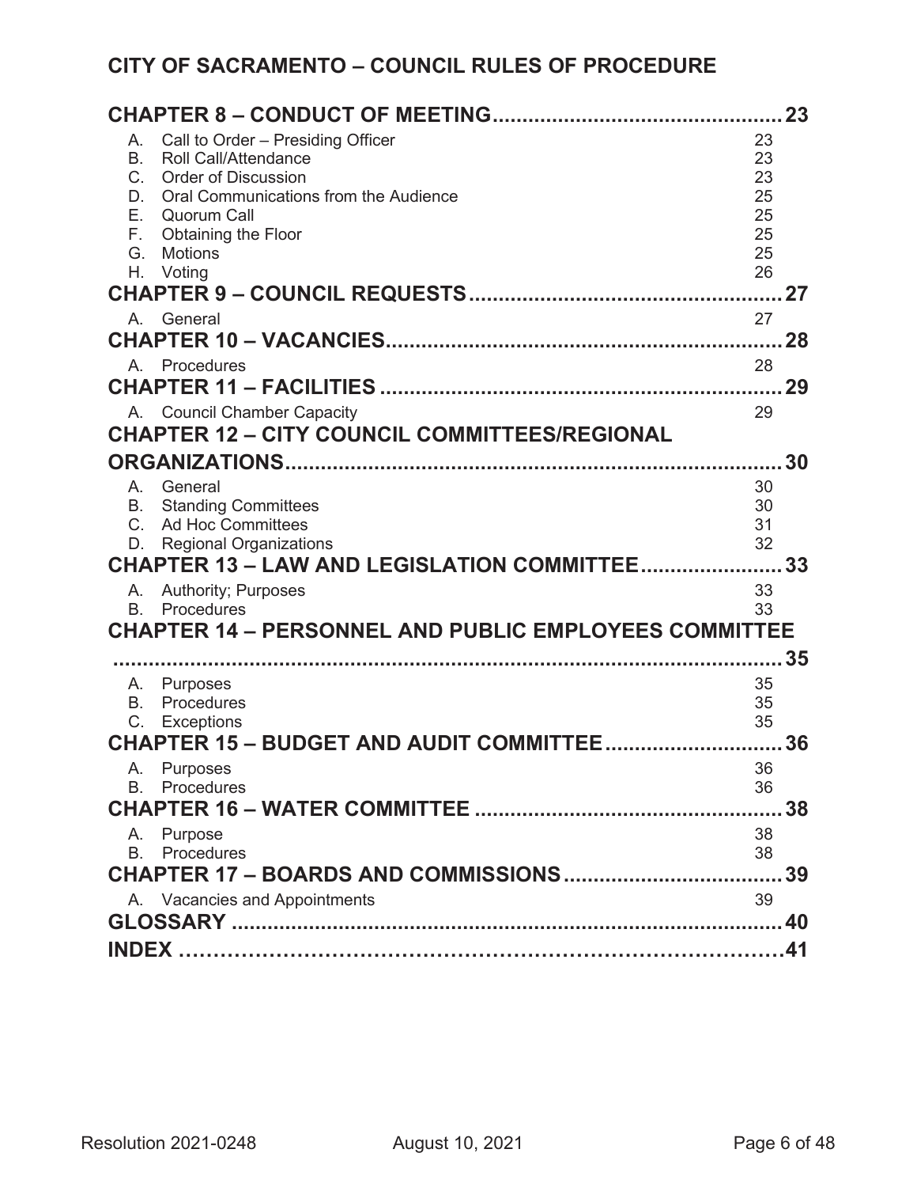## CITY OF SACRAMENTO – COUNCIL RULES OF PROCEDURE

**CHAPTER 8 – CONDUCT OF MEETING ........................................................ 23**

- A. Call to Order – Presiding Officer ........ 23
- B. Roll Call/Attendance ........ 23
- C. Order of Discussion ........ 23
- D. Oral Communications from the Audience ........ 25
- E. Quorum Call ........ 25
- F. Obtaining the Floor ........ 25
- G. Motions ........ 25
- H. Voting ........ 26

**CHAPTER 9 – COUNCIL REQUESTS ........................................................ 27**

- A. General ........ 27

**CHAPTER 10 – VACANCIES ........................................................ 28**

- A. Procedures ........ 28

**CHAPTER 11 – FACILITIES ........................................................ 29**

- A. Council Chamber Capacity ........ 29

**CHAPTER 12 – CITY COUNCIL COMMITTEES/REGIONAL ORGANIZATIONS ........................................................ 30**

- A. General ........ 30
- B. Standing Committees ........ 30
- C. Ad Hoc Committees ........ 31
- D. Regional Organizations ........ 32

**CHAPTER 13 – LAW AND LEGISLATION COMMITTEE ........................ 33**

- A. Authority; Purposes ........ 33
- B. Procedures ........ 33

**CHAPTER 14 – PERSONNEL AND PUBLIC EMPLOYEES COMMITTEE ........................................................ 35**

- A. Purposes ........ 35
- B. Procedures ........ 35
- C. Exceptions ........ 35

**CHAPTER 15 – BUDGET AND AUDIT COMMITTEE ........................ 36**

- A. Purposes ........ 36
- B. Procedures ........ 36

**CHAPTER 16 – WATER COMMITTEE ........................................................ 38**

- A. Purpose ........ 38
- B. Procedures ........ 38

**CHAPTER 17 – BOARDS AND COMMISSIONS ........................ 39**

- A. Vacancies and Appointments ........ 39

**GLOSSARY ........................................................ 40**

**INDEX ........................................................ 41**

Resolution 2021-0248 August 10, 2021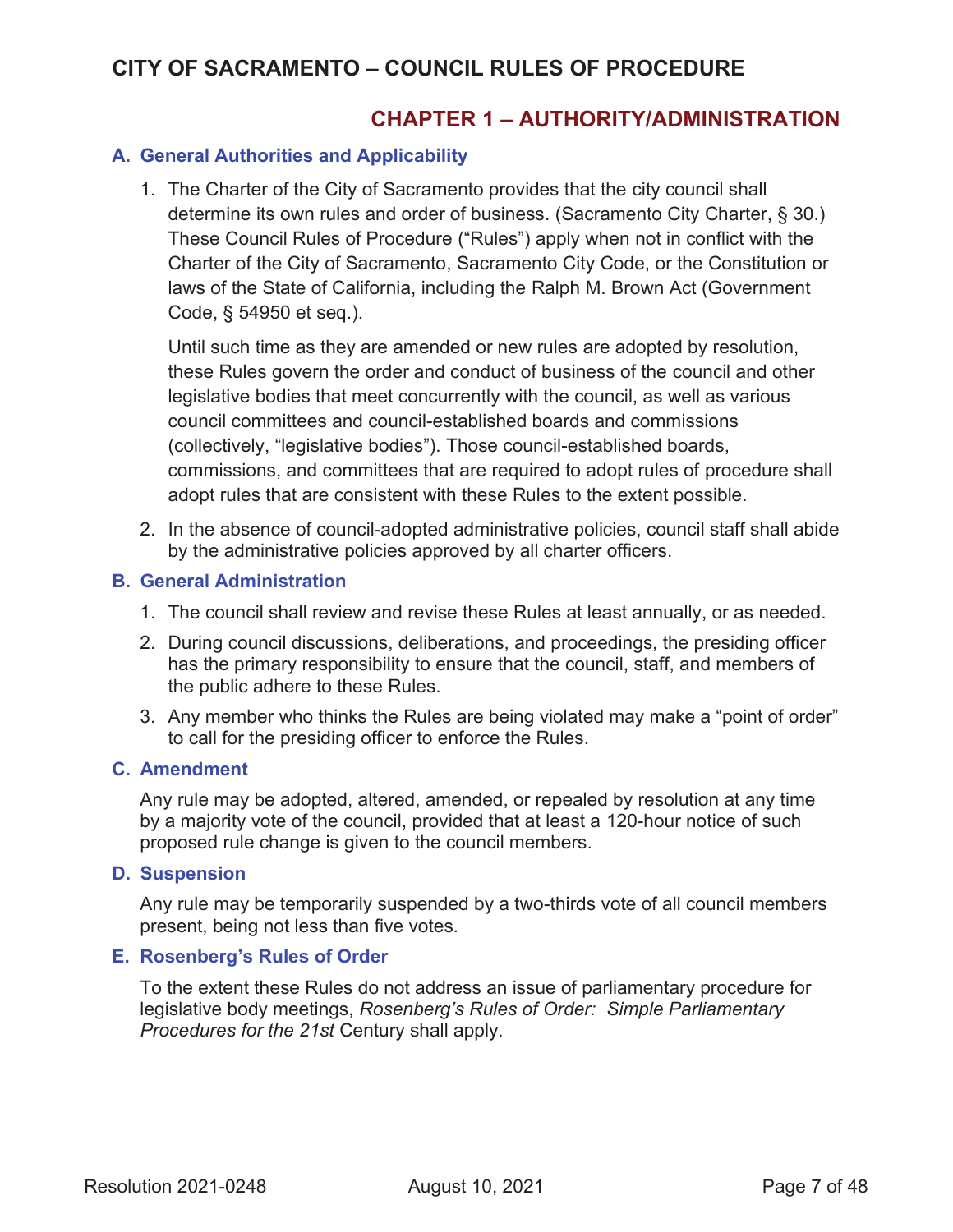# CITY OF SACRAMENTO – COUNCIL RULES OF PROCEDURE

## CHAPTER 1 – AUTHORITY/ADMINISTRATION

### A. General Authorities and Applicability

1. The Charter of the City of Sacramento provides that the city council shall determine its own rules and order of business. (Sacramento City Charter, § 30.) These Council Rules of Procedure ("Rules") apply when not in conflict with the Charter of the City of Sacramento, Sacramento City Code, or the Constitution or laws of the State of California, including the Ralph M. Brown Act (Government Code, § 54950 et seq.).

   Until such time as they are amended or new rules are adopted by resolution, these Rules govern the order and conduct of business of the council and other legislative bodies that meet concurrently with the council, as well as various council committees and council-established boards and commissions (collectively, "legislative bodies"). Those council-established boards, commissions, and committees that are required to adopt rules of procedure shall adopt rules that are consistent with these Rules to the extent possible.

2. In the absence of council-adopted administrative policies, council staff shall abide by the administrative policies approved by all charter officers.

### B. General Administration

1. The council shall review and revise these Rules at least annually, or as needed.
2. During council discussions, deliberations, and proceedings, the presiding officer has the primary responsibility to ensure that the council, staff, and members of the public adhere to these Rules.
3. Any member who thinks the Rules are being violated may make a "point of order" to call for the presiding officer to enforce the Rules.

### C. Amendment

Any rule may be adopted, altered, amended, or repealed by resolution at any time by a majority vote of the council, provided that at least a 120-hour notice of such proposed rule change is given to the council members.

### D. Suspension

Any rule may be temporarily suspended by a two-thirds vote of all council members present, being not less than five votes.

### E. Rosenberg's Rules of Order

To the extent these Rules do not address an issue of parliamentary procedure for legislative body meetings, *Rosenberg's Rules of Order: Simple Parliamentary Procedures for the 21st* Century shall apply.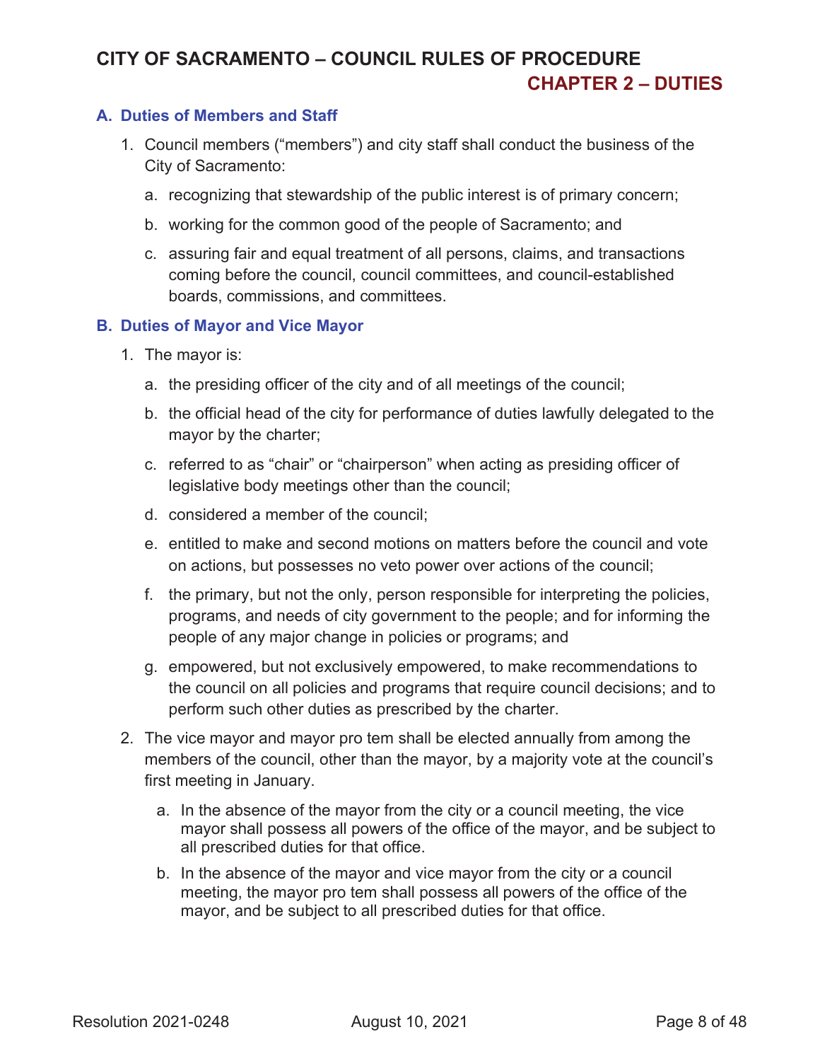# CITY OF SACRAMENTO – COUNCIL RULES OF PROCEDURE

## CHAPTER 2 – DUTIES

### A. Duties of Members and Staff

1. Council members ("members") and city staff shall conduct the business of the City of Sacramento:

   a. recognizing that stewardship of the public interest is of primary concern;

   b. working for the common good of the people of Sacramento; and

   c. assuring fair and equal treatment of all persons, claims, and transactions coming before the council, council committees, and council-established boards, commissions, and committees.

### B. Duties of Mayor and Vice Mayor

1. The mayor is:

   a. the presiding officer of the city and of all meetings of the council;

   b. the official head of the city for performance of duties lawfully delegated to the mayor by the charter;

   c. referred to as "chair" or "chairperson" when acting as presiding officer of legislative body meetings other than the council;

   d. considered a member of the council;

   e. entitled to make and second motions on matters before the council and vote on actions, but possesses no veto power over actions of the council;

   f. the primary, but not the only, person responsible for interpreting the policies, programs, and needs of city government to the people; and for informing the people of any major change in policies or programs; and

   g. empowered, but not exclusively empowered, to make recommendations to the council on all policies and programs that require council decisions; and to perform such other duties as prescribed by the charter.

2. The vice mayor and mayor pro tem shall be elected annually from among the members of the council, other than the mayor, by a majority vote at the council's first meeting in January.

   a. In the absence of the mayor from the city or a council meeting, the vice mayor shall possess all powers of the office of the mayor, and be subject to all prescribed duties for that office.

   b. In the absence of the mayor and vice mayor from the city or a council meeting, the mayor pro tem shall possess all powers of the office of the mayor, and be subject to all prescribed duties for that office.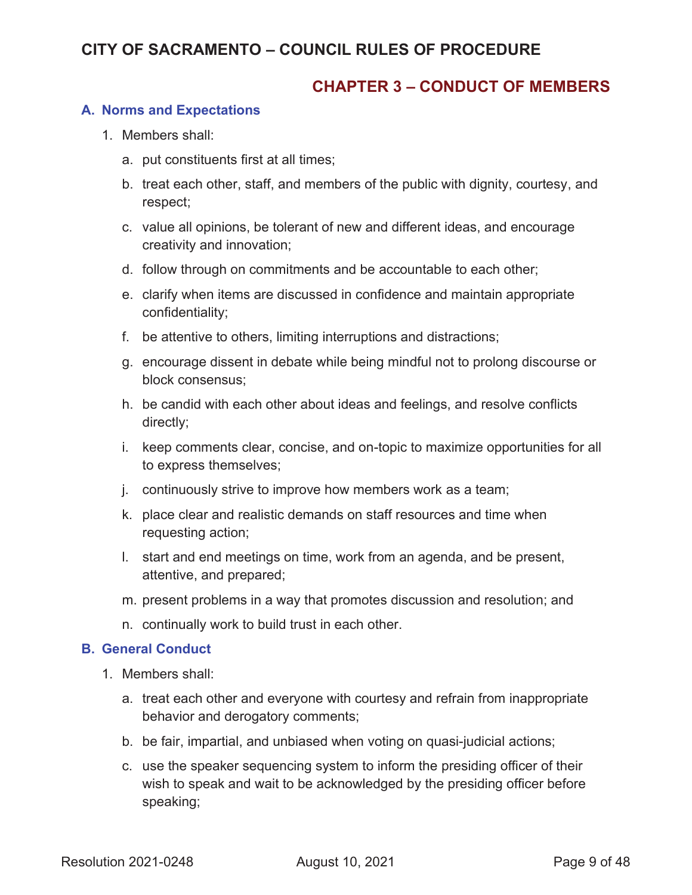## CHAPTER 3 – CONDUCT OF MEMBERS

### A. Norms and Expectations

1. Members shall:

   a. put constituents first at all times;

   b. treat each other, staff, and members of the public with dignity, courtesy, and respect;

   c. value all opinions, be tolerant of new and different ideas, and encourage creativity and innovation;

   d. follow through on commitments and be accountable to each other;

   e. clarify when items are discussed in confidence and maintain appropriate confidentiality;

   f. be attentive to others, limiting interruptions and distractions;

   g. encourage dissent in debate while being mindful not to prolong discourse or block consensus;

   h. be candid with each other about ideas and feelings, and resolve conflicts directly;

   i. keep comments clear, concise, and on-topic to maximize opportunities for all to express themselves;

   j. continuously strive to improve how members work as a team;

   k. place clear and realistic demands on staff resources and time when requesting action;

   l. start and end meetings on time, work from an agenda, and be present, attentive, and prepared;

   m. present problems in a way that promotes discussion and resolution; and

   n. continually work to build trust in each other.

### B. General Conduct

1. Members shall:

   a. treat each other and everyone with courtesy and refrain from inappropriate behavior and derogatory comments;

   b. be fair, impartial, and unbiased when voting on quasi-judicial actions;

   c. use the speaker sequencing system to inform the presiding officer of their wish to speak and wait to be acknowledged by the presiding officer before speaking;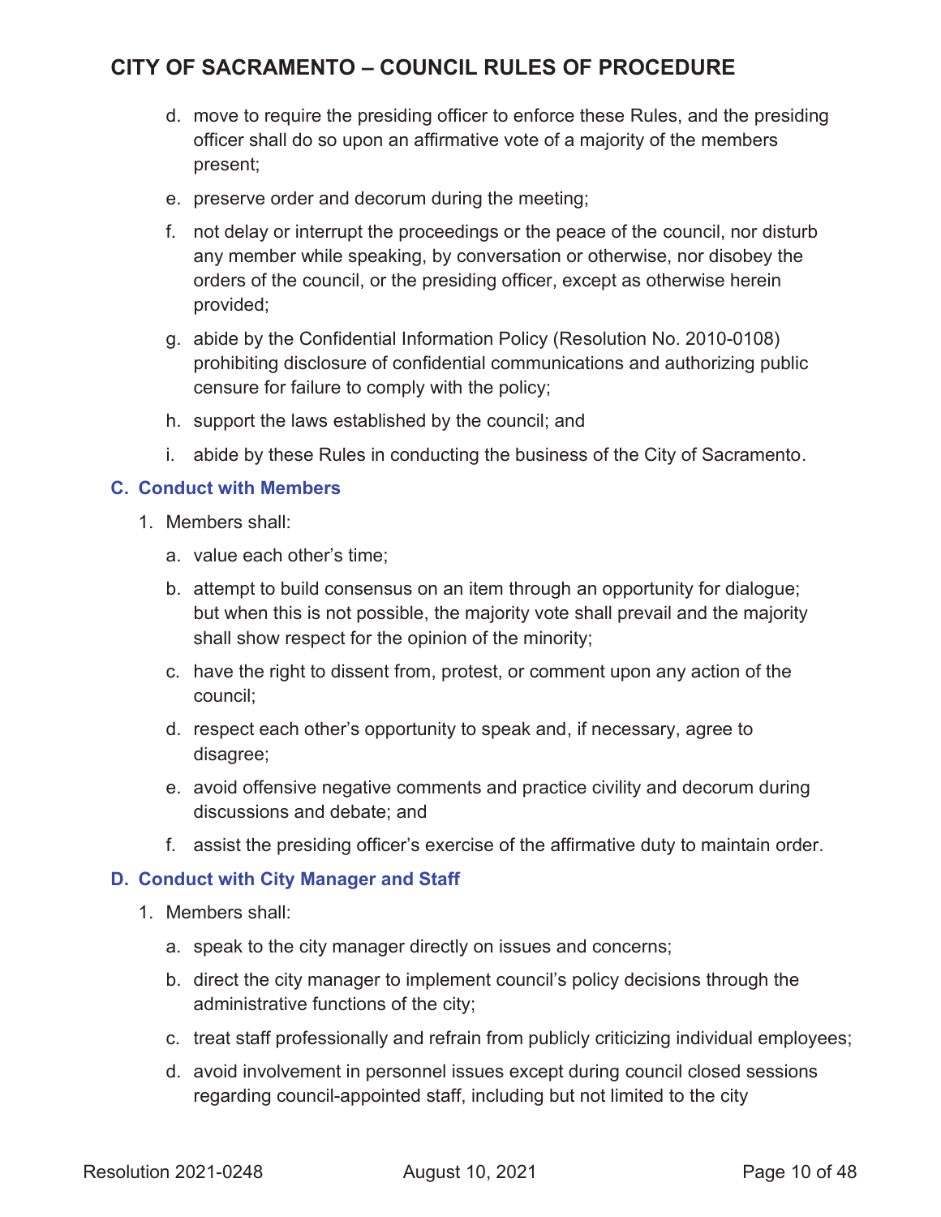d. move to require the presiding officer to enforce these Rules, and the presiding officer shall do so upon an affirmative vote of a majority of the members present;

e. preserve order and decorum during the meeting;

f. not delay or interrupt the proceedings or the peace of the council, nor disturb any member while speaking, by conversation or otherwise, nor disobey the orders of the council, or the presiding officer, except as otherwise herein provided;

g. abide by the Confidential Information Policy (Resolution No. 2010-0108) prohibiting disclosure of confidential communications and authorizing public censure for failure to comply with the policy;

h. support the laws established by the council; and

i. abide by these Rules in conducting the business of the City of Sacramento.

### C. Conduct with Members

1. Members shall:

a. value each other's time;

b. attempt to build consensus on an item through an opportunity for dialogue; but when this is not possible, the majority vote shall prevail and the majority shall show respect for the opinion of the minority;

c. have the right to dissent from, protest, or comment upon any action of the council;

d. respect each other's opportunity to speak and, if necessary, agree to disagree;

e. avoid offensive negative comments and practice civility and decorum during discussions and debate; and

f. assist the presiding officer's exercise of the affirmative duty to maintain order.

### D. Conduct with City Manager and Staff

1. Members shall:

a. speak to the city manager directly on issues and concerns;

b. direct the city manager to implement council's policy decisions through the administrative functions of the city;

c. treat staff professionally and refrain from publicly criticizing individual employees;

d. avoid involvement in personnel issues except during council closed sessions regarding council-appointed staff, including but not limited to the city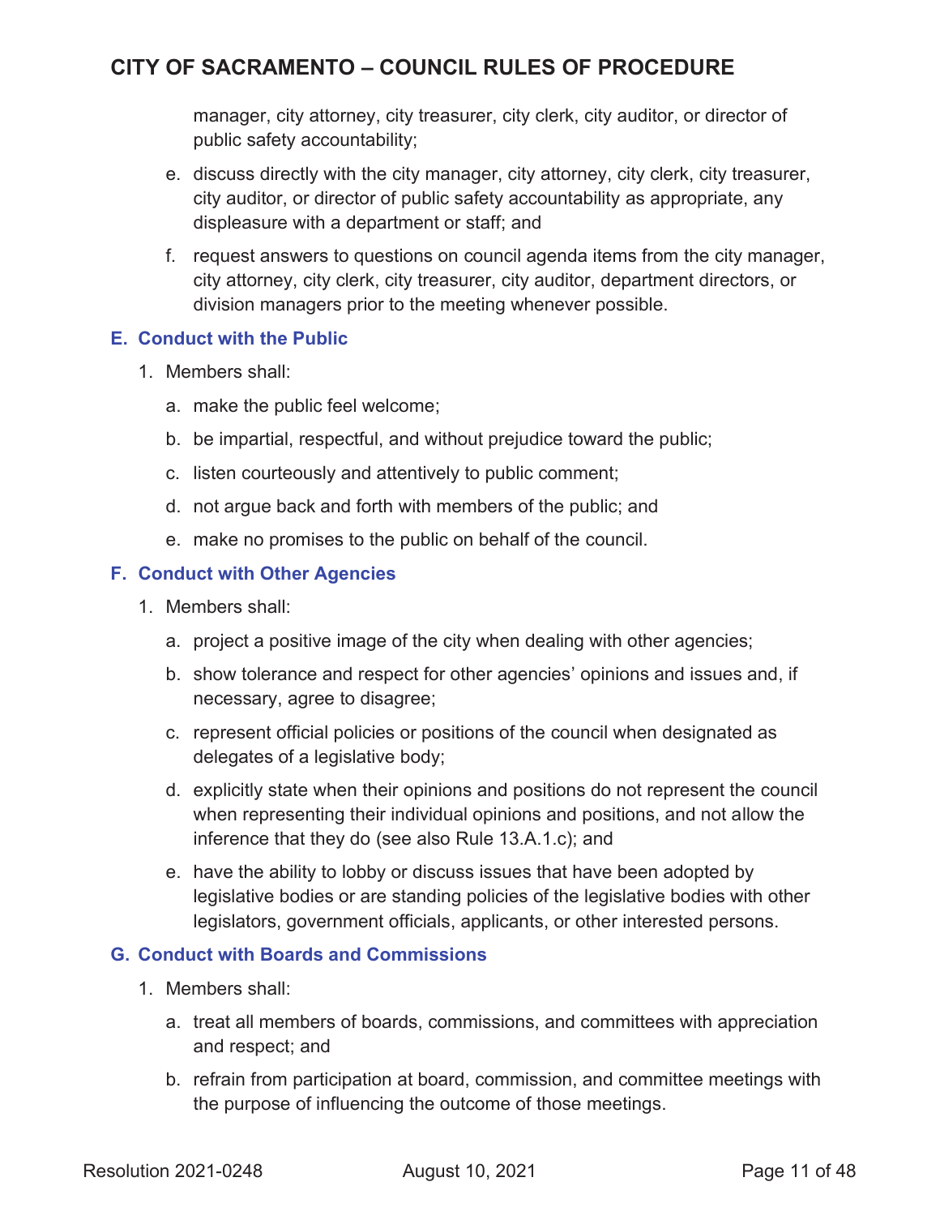manager, city attorney, city treasurer, city clerk, city auditor, or director of public safety accountability;

   e. discuss directly with the city manager, city attorney, city clerk, city treasurer, city auditor, or director of public safety accountability as appropriate, any displeasure with a department or staff; and

   f. request answers to questions on council agenda items from the city manager, city attorney, city clerk, city treasurer, city auditor, department directors, or division managers prior to the meeting whenever possible.

### E. Conduct with the Public

1. Members shall:

   a. make the public feel welcome;

   b. be impartial, respectful, and without prejudice toward the public;

   c. listen courteously and attentively to public comment;

   d. not argue back and forth with members of the public; and

   e. make no promises to the public on behalf of the council.

### F. Conduct with Other Agencies

1. Members shall:

   a. project a positive image of the city when dealing with other agencies;

   b. show tolerance and respect for other agencies' opinions and issues and, if necessary, agree to disagree;

   c. represent official policies or positions of the council when designated as delegates of a legislative body;

   d. explicitly state when their opinions and positions do not represent the council when representing their individual opinions and positions, and not allow the inference that they do (see also Rule 13.A.1.c); and

   e. have the ability to lobby or discuss issues that have been adopted by legislative bodies or are standing policies of the legislative bodies with other legislators, government officials, applicants, or other interested persons.

### G. Conduct with Boards and Commissions

1. Members shall:

   a. treat all members of boards, commissions, and committees with appreciation and respect; and

   b. refrain from participation at board, commission, and committee meetings with the purpose of influencing the outcome of those meetings.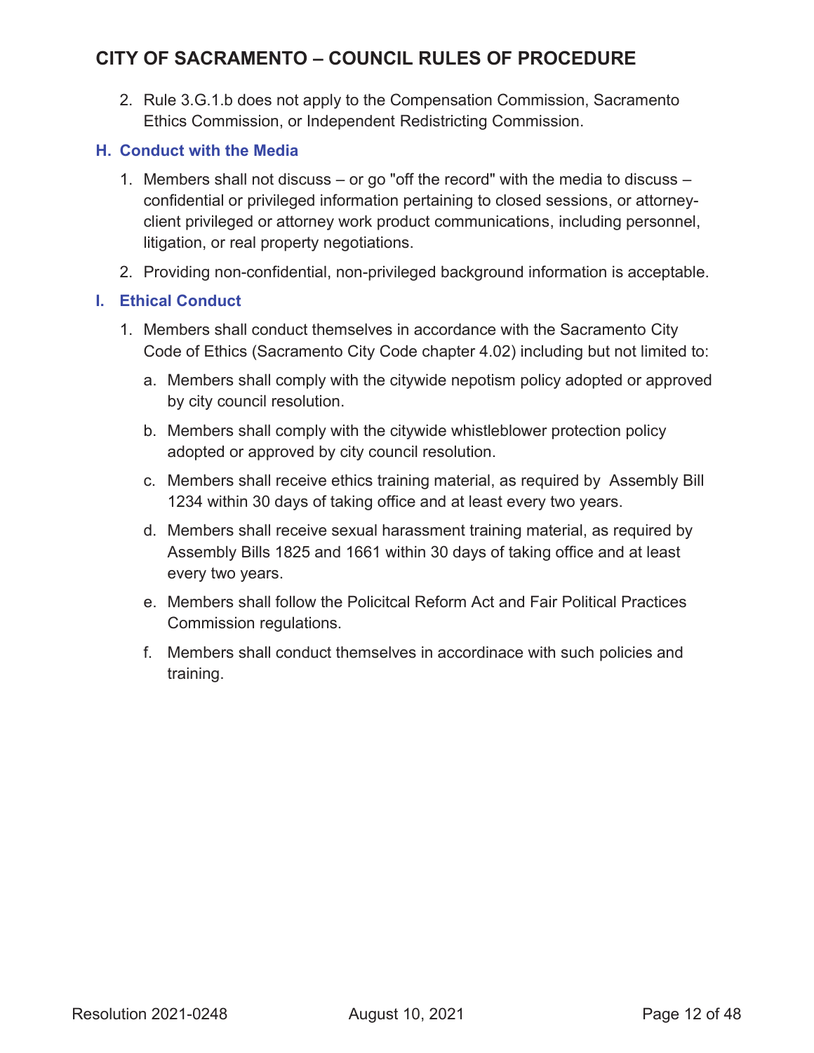2. Rule 3.G.1.b does not apply to the Compensation Commission, Sacramento Ethics Commission, or Independent Redistricting Commission.

### H. Conduct with the Media

1. Members shall not discuss – or go "off the record" with the media to discuss – confidential or privileged information pertaining to closed sessions, or attorney-client privileged or attorney work product communications, including personnel, litigation, or real property negotiations.
2. Providing non-confidential, non-privileged background information is acceptable.

### I. Ethical Conduct

1. Members shall conduct themselves in accordance with the Sacramento City Code of Ethics (Sacramento City Code chapter 4.02) including but not limited to:
   a. Members shall comply with the citywide nepotism policy adopted or approved by city council resolution.
   b. Members shall comply with the citywide whistleblower protection policy adopted or approved by city council resolution.
   c. Members shall receive ethics training material, as required by Assembly Bill 1234 within 30 days of taking office and at least every two years.
   d. Members shall receive sexual harassment training material, as required by Assembly Bills 1825 and 1661 within 30 days of taking office and at least every two years.
   e. Members shall follow the Policitcal Reform Act and Fair Political Practices Commission regulations.
   f. Members shall conduct themselves in accordinace with such policies and training.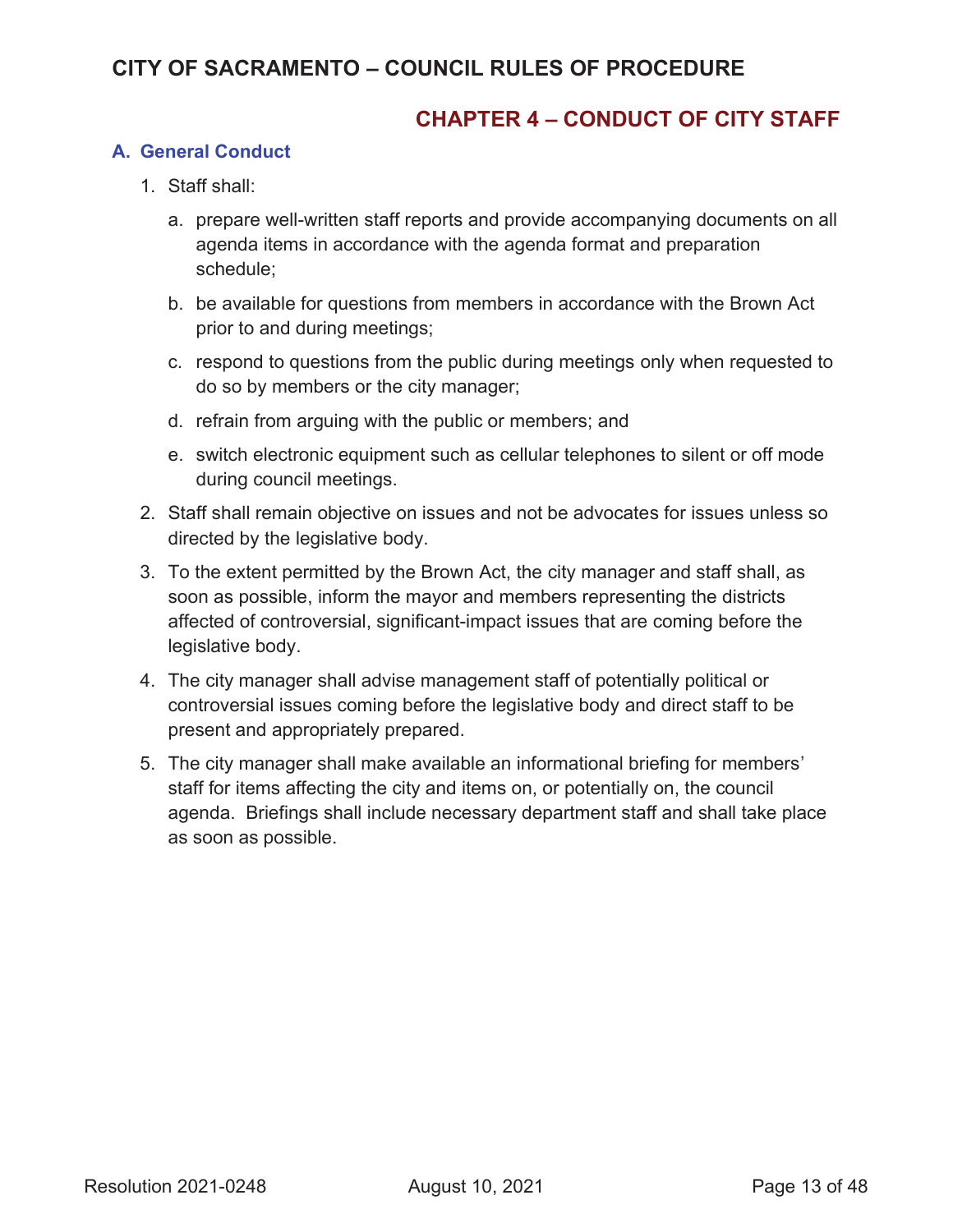## CHAPTER 4 – CONDUCT OF CITY STAFF

### A. General Conduct

1. Staff shall:

   a. prepare well-written staff reports and provide accompanying documents on all agenda items in accordance with the agenda format and preparation schedule;

   b. be available for questions from members in accordance with the Brown Act prior to and during meetings;

   c. respond to questions from the public during meetings only when requested to do so by members or the city manager;

   d. refrain from arguing with the public or members; and

   e. switch electronic equipment such as cellular telephones to silent or off mode during council meetings.

2. Staff shall remain objective on issues and not be advocates for issues unless so directed by the legislative body.

3. To the extent permitted by the Brown Act, the city manager and staff shall, as soon as possible, inform the mayor and members representing the districts affected of controversial, significant-impact issues that are coming before the legislative body.

4. The city manager shall advise management staff of potentially political or controversial issues coming before the legislative body and direct staff to be present and appropriately prepared.

5. The city manager shall make available an informational briefing for members' staff for items affecting the city and items on, or potentially on, the council agenda. Briefings shall include necessary department staff and shall take place as soon as possible.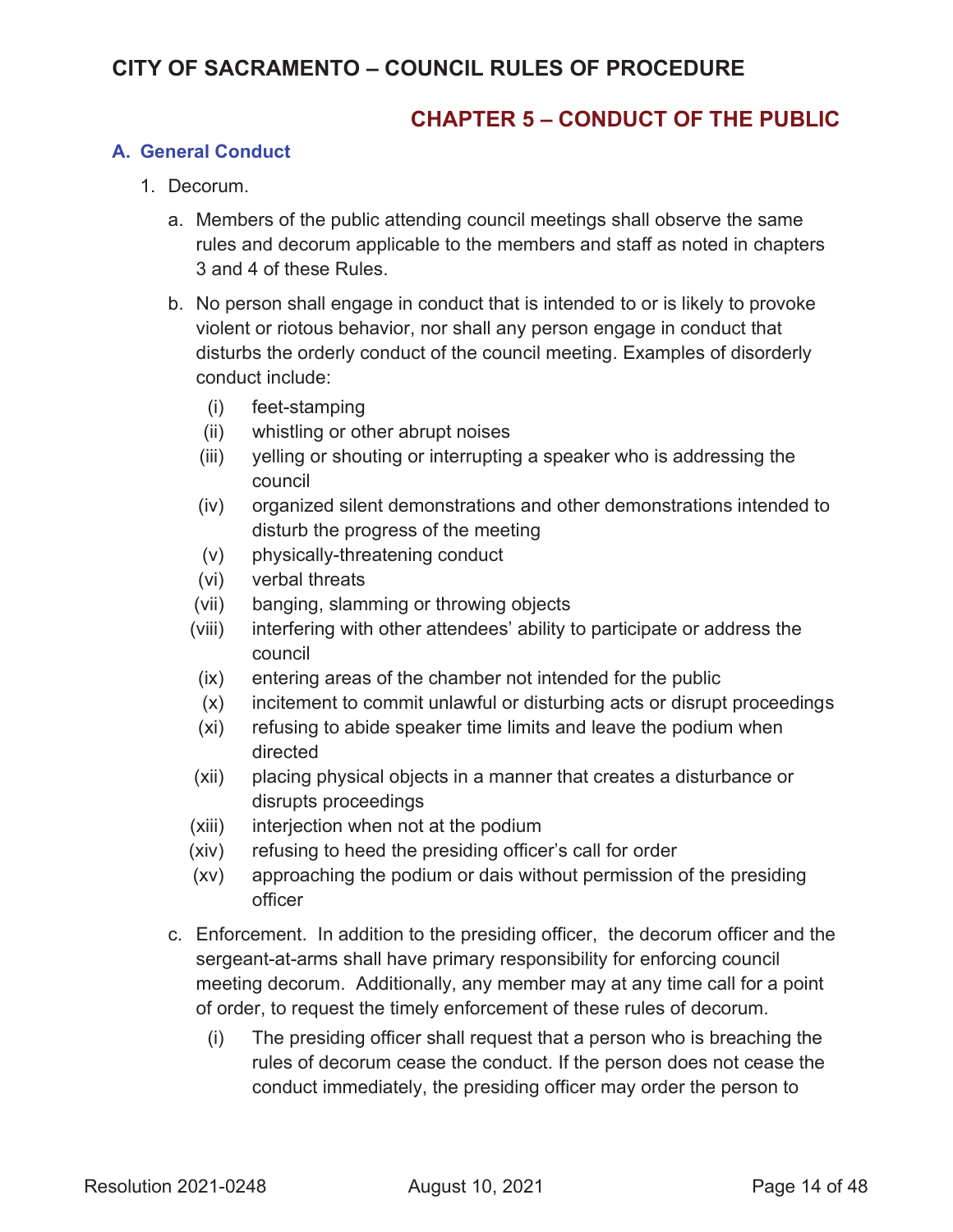## CHAPTER 5 – CONDUCT OF THE PUBLIC

### A. General Conduct

1. Decorum.

   a. Members of the public attending council meetings shall observe the same rules and decorum applicable to the members and staff as noted in chapters 3 and 4 of these Rules.

   b. No person shall engage in conduct that is intended to or is likely to provoke violent or riotous behavior, nor shall any person engage in conduct that disturbs the orderly conduct of the council meeting. Examples of disorderly conduct include:

      (i) feet-stamping
      (ii) whistling or other abrupt noises
      (iii) yelling or shouting or interrupting a speaker who is addressing the council
      (iv) organized silent demonstrations and other demonstrations intended to disturb the progress of the meeting
      (v) physically-threatening conduct
      (vi) verbal threats
      (vii) banging, slamming or throwing objects
      (viii) interfering with other attendees' ability to participate or address the council
      (ix) entering areas of the chamber not intended for the public
      (x) incitement to commit unlawful or disturbing acts or disrupt proceedings
      (xi) refusing to abide speaker time limits and leave the podium when directed
      (xii) placing physical objects in a manner that creates a disturbance or disrupts proceedings
      (xiii) interjection when not at the podium
      (xiv) refusing to heed the presiding officer's call for order
      (xv) approaching the podium or dais without permission of the presiding officer

   c. Enforcement. In addition to the presiding officer, the decorum officer and the sergeant-at-arms shall have primary responsibility for enforcing council meeting decorum. Additionally, any member may at any time call for a point of order, to request the timely enforcement of these rules of decorum.

      (i) The presiding officer shall request that a person who is breaching the rules of decorum cease the conduct. If the person does not cease the conduct immediately, the presiding officer may order the person to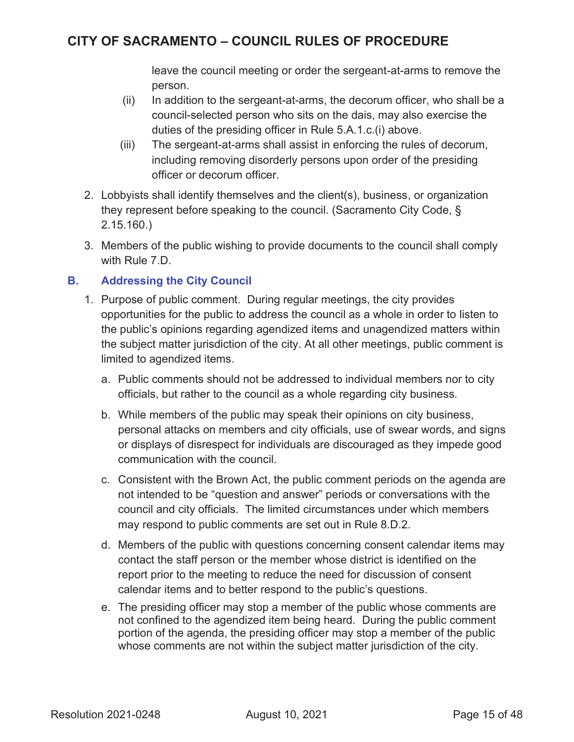leave the council meeting or order the sergeant-at-arms to remove the person.

(ii) In addition to the sergeant-at-arms, the decorum officer, who shall be a council-selected person who sits on the dais, may also exercise the duties of the presiding officer in Rule 5.A.1.c.(i) above.

(iii) The sergeant-at-arms shall assist in enforcing the rules of decorum, including removing disorderly persons upon order of the presiding officer or decorum officer.

2. Lobbyists shall identify themselves and the client(s), business, or organization they represent before speaking to the council. (Sacramento City Code, § 2.15.160.)

3. Members of the public wishing to provide documents to the council shall comply with Rule 7.D.

### B. Addressing the City Council

1. Purpose of public comment. During regular meetings, the city provides opportunities for the public to address the council as a whole in order to listen to the public's opinions regarding agendized items and unagendized matters within the subject matter jurisdiction of the city. At all other meetings, public comment is limited to agendized items.

   a. Public comments should not be addressed to individual members nor to city officials, but rather to the council as a whole regarding city business.

   b. While members of the public may speak their opinions on city business, personal attacks on members and city officials, use of swear words, and signs or displays of disrespect for individuals are discouraged as they impede good communication with the council.

   c. Consistent with the Brown Act, the public comment periods on the agenda are not intended to be "question and answer" periods or conversations with the council and city officials. The limited circumstances under which members may respond to public comments are set out in Rule 8.D.2.

   d. Members of the public with questions concerning consent calendar items may contact the staff person or the member whose district is identified on the report prior to the meeting to reduce the need for discussion of consent calendar items and to better respond to the public's questions.

   e. The presiding officer may stop a member of the public whose comments are not confined to the agendized item being heard. During the public comment portion of the agenda, the presiding officer may stop a member of the public whose comments are not within the subject matter jurisdiction of the city.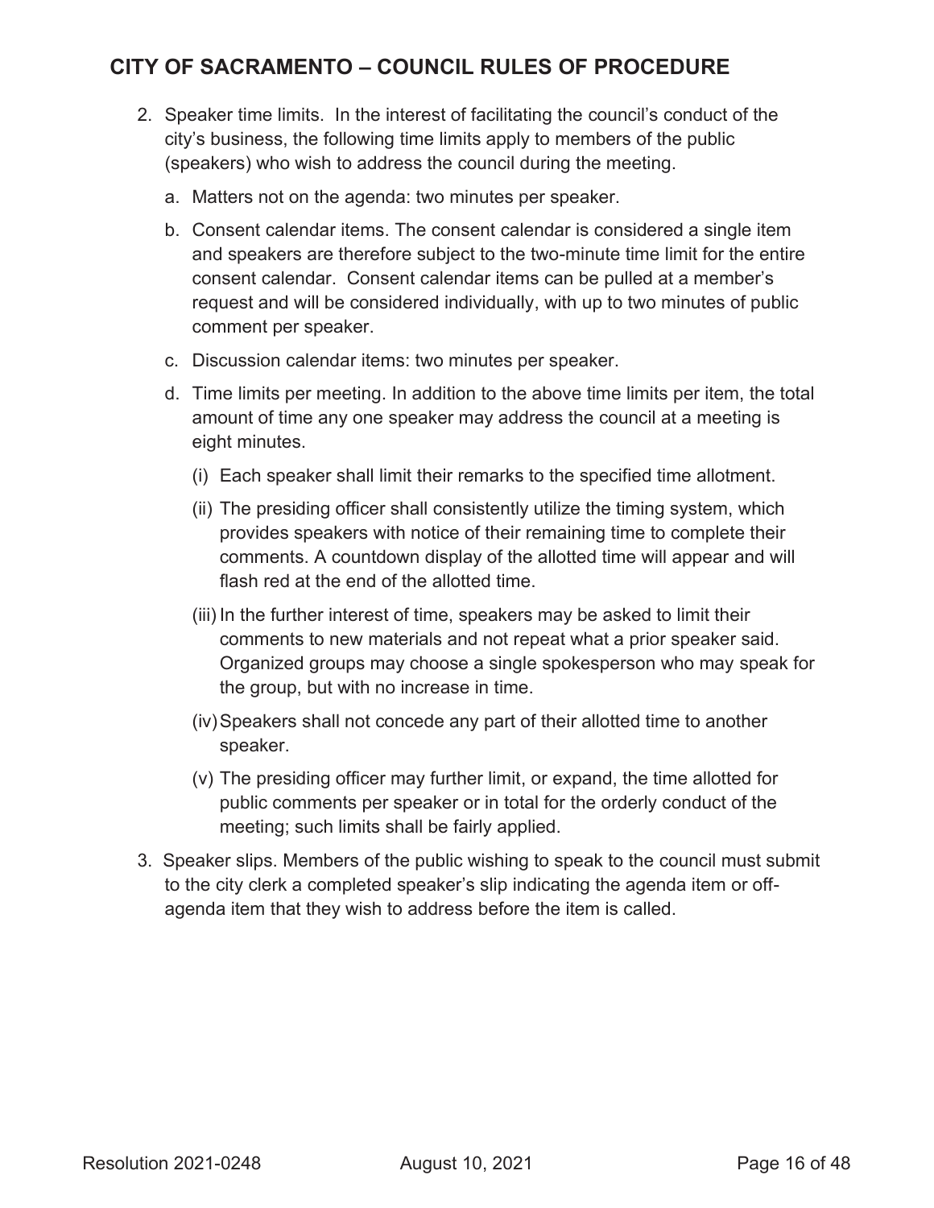2. Speaker time limits. In the interest of facilitating the council's conduct of the city's business, the following time limits apply to members of the public (speakers) who wish to address the council during the meeting.

   a. Matters not on the agenda: two minutes per speaker.

   b. Consent calendar items. The consent calendar is considered a single item and speakers are therefore subject to the two-minute time limit for the entire consent calendar. Consent calendar items can be pulled at a member's request and will be considered individually, with up to two minutes of public comment per speaker.

   c. Discussion calendar items: two minutes per speaker.

   d. Time limits per meeting. In addition to the above time limits per item, the total amount of time any one speaker may address the council at a meeting is eight minutes.

      (i) Each speaker shall limit their remarks to the specified time allotment.

      (ii) The presiding officer shall consistently utilize the timing system, which provides speakers with notice of their remaining time to complete their comments. A countdown display of the allotted time will appear and will flash red at the end of the allotted time.

      (iii) In the further interest of time, speakers may be asked to limit their comments to new materials and not repeat what a prior speaker said. Organized groups may choose a single spokesperson who may speak for the group, but with no increase in time.

      (iv) Speakers shall not concede any part of their allotted time to another speaker.

      (v) The presiding officer may further limit, or expand, the time allotted for public comments per speaker or in total for the orderly conduct of the meeting; such limits shall be fairly applied.

3. Speaker slips. Members of the public wishing to speak to the council must submit to the city clerk a completed speaker's slip indicating the agenda item or off-agenda item that they wish to address before the item is called.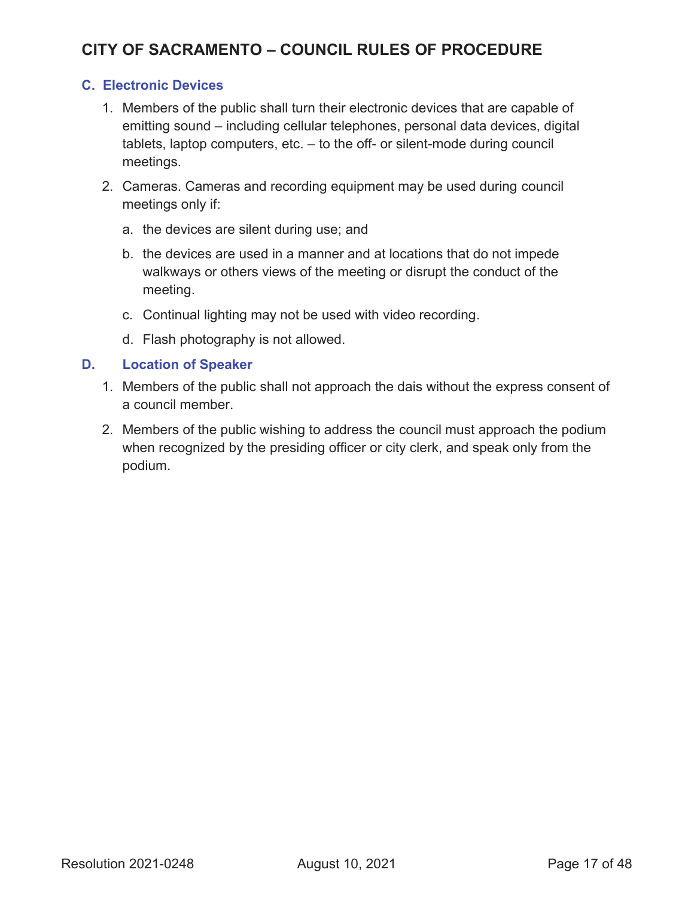### C. Electronic Devices

1. Members of the public shall turn their electronic devices that are capable of emitting sound – including cellular telephones, personal data devices, digital tablets, laptop computers, etc. – to the off- or silent-mode during council meetings.
2. Cameras. Cameras and recording equipment may be used during council meetings only if:
   a. the devices are silent during use; and
   b. the devices are used in a manner and at locations that do not impede walkways or others views of the meeting or disrupt the conduct of the meeting.
   c. Continual lighting may not be used with video recording.
   d. Flash photography is not allowed.

### D. Location of Speaker

1. Members of the public shall not approach the dais without the express consent of a council member.
2. Members of the public wishing to address the council must approach the podium when recognized by the presiding officer or city clerk, and speak only from the podium.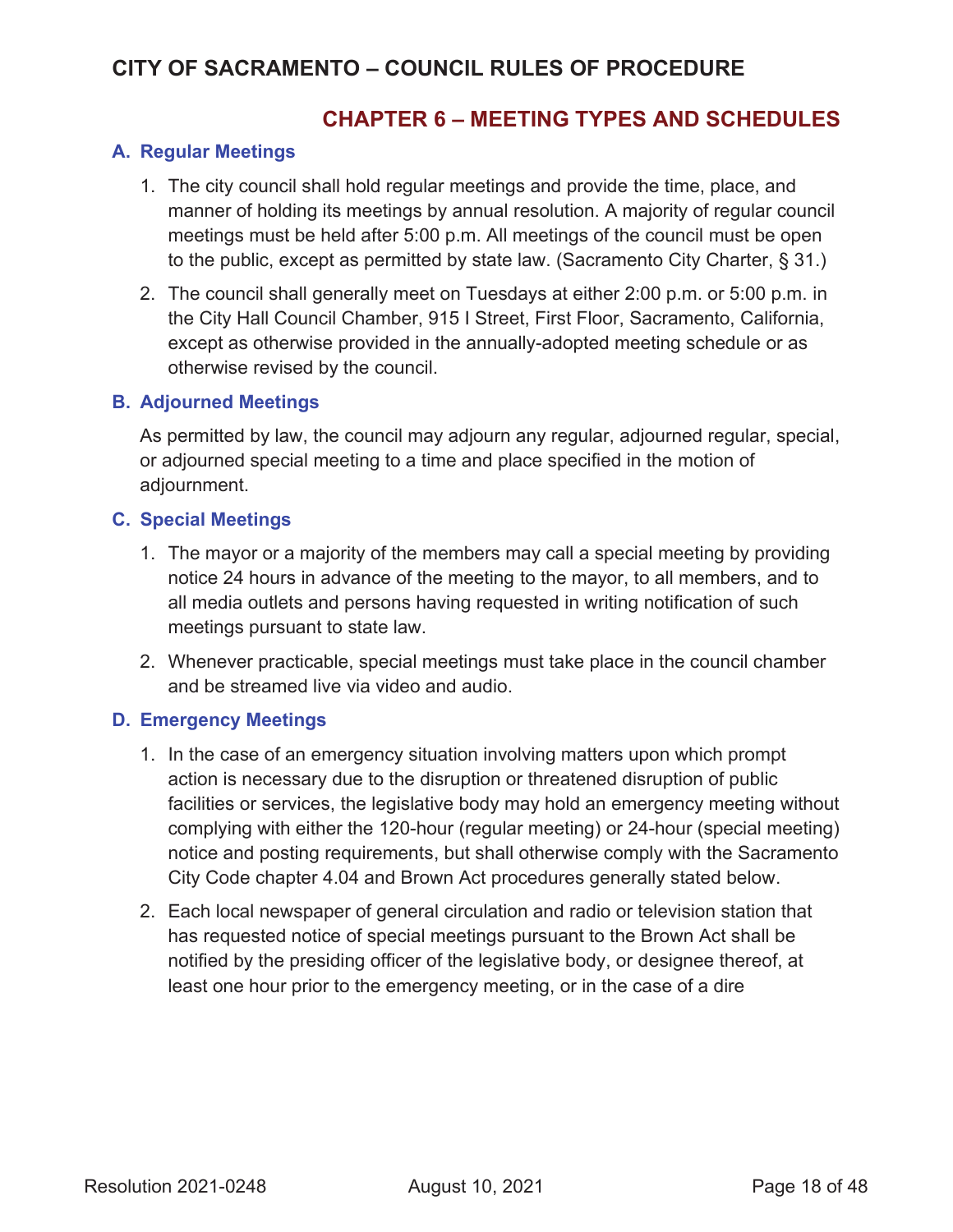## CHAPTER 6 – MEETING TYPES AND SCHEDULES

### A. Regular Meetings

1. The city council shall hold regular meetings and provide the time, place, and manner of holding its meetings by annual resolution. A majority of regular council meetings must be held after 5:00 p.m. All meetings of the council must be open to the public, except as permitted by state law. (Sacramento City Charter, § 31.)
2. The council shall generally meet on Tuesdays at either 2:00 p.m. or 5:00 p.m. in the City Hall Council Chamber, 915 I Street, First Floor, Sacramento, California, except as otherwise provided in the annually-adopted meeting schedule or as otherwise revised by the council.

### B. Adjourned Meetings

As permitted by law, the council may adjourn any regular, adjourned regular, special, or adjourned special meeting to a time and place specified in the motion of adjournment.

### C. Special Meetings

1. The mayor or a majority of the members may call a special meeting by providing notice 24 hours in advance of the meeting to the mayor, to all members, and to all media outlets and persons having requested in writing notification of such meetings pursuant to state law.
2. Whenever practicable, special meetings must take place in the council chamber and be streamed live via video and audio.

### D. Emergency Meetings

1. In the case of an emergency situation involving matters upon which prompt action is necessary due to the disruption or threatened disruption of public facilities or services, the legislative body may hold an emergency meeting without complying with either the 120-hour (regular meeting) or 24-hour (special meeting) notice and posting requirements, but shall otherwise comply with the Sacramento City Code chapter 4.04 and Brown Act procedures generally stated below.
2. Each local newspaper of general circulation and radio or television station that has requested notice of special meetings pursuant to the Brown Act shall be notified by the presiding officer of the legislative body, or designee thereof, at least one hour prior to the emergency meeting, or in the case of a dire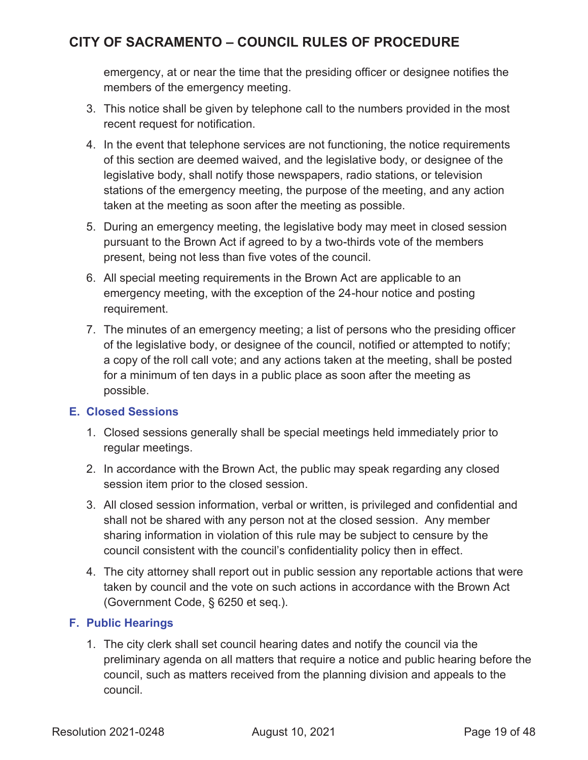emergency, at or near the time that the presiding officer or designee notifies the members of the emergency meeting.

3. This notice shall be given by telephone call to the numbers provided in the most recent request for notification.
4. In the event that telephone services are not functioning, the notice requirements of this section are deemed waived, and the legislative body, or designee of the legislative body, shall notify those newspapers, radio stations, or television stations of the emergency meeting, the purpose of the meeting, and any action taken at the meeting as soon after the meeting as possible.
5. During an emergency meeting, the legislative body may meet in closed session pursuant to the Brown Act if agreed to by a two-thirds vote of the members present, being not less than five votes of the council.
6. All special meeting requirements in the Brown Act are applicable to an emergency meeting, with the exception of the 24-hour notice and posting requirement.
7. The minutes of an emergency meeting; a list of persons who the presiding officer of the legislative body, or designee of the council, notified or attempted to notify; a copy of the roll call vote; and any actions taken at the meeting, shall be posted for a minimum of ten days in a public place as soon after the meeting as possible.

### E. Closed Sessions

1. Closed sessions generally shall be special meetings held immediately prior to regular meetings.
2. In accordance with the Brown Act, the public may speak regarding any closed session item prior to the closed session.
3. All closed session information, verbal or written, is privileged and confidential and shall not be shared with any person not at the closed session. Any member sharing information in violation of this rule may be subject to censure by the council consistent with the council's confidentiality policy then in effect.
4. The city attorney shall report out in public session any reportable actions that were taken by council and the vote on such actions in accordance with the Brown Act (Government Code, § 6250 et seq.).

### F. Public Hearings

1. The city clerk shall set council hearing dates and notify the council via the preliminary agenda on all matters that require a notice and public hearing before the council, such as matters received from the planning division and appeals to the council.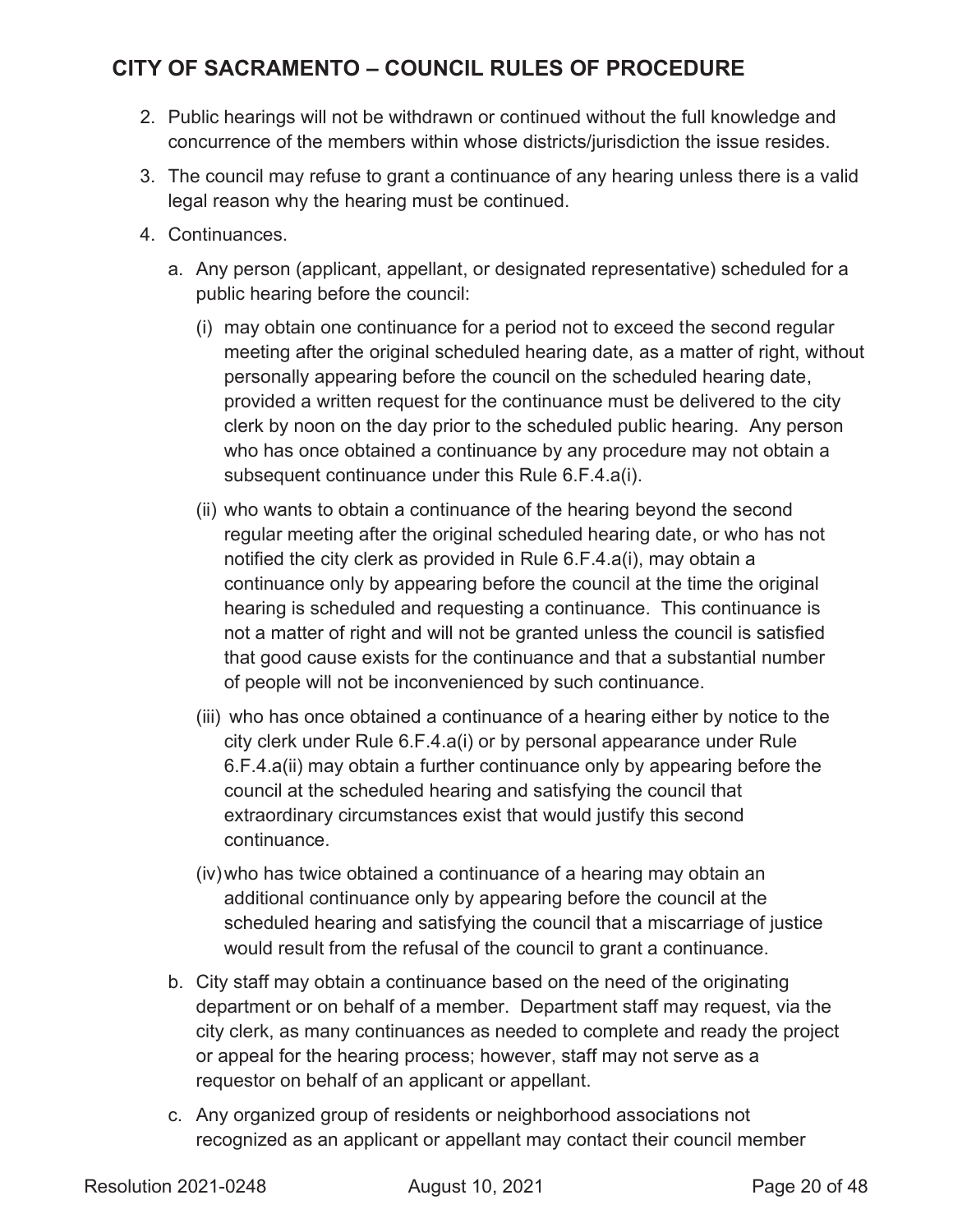2. Public hearings will not be withdrawn or continued without the full knowledge and concurrence of the members within whose districts/jurisdiction the issue resides.
3. The council may refuse to grant a continuance of any hearing unless there is a valid legal reason why the hearing must be continued.
4. Continuances.
   a. Any person (applicant, appellant, or designated representative) scheduled for a public hearing before the council:
      (i) may obtain one continuance for a period not to exceed the second regular meeting after the original scheduled hearing date, as a matter of right, without personally appearing before the council on the scheduled hearing date, provided a written request for the continuance must be delivered to the city clerk by noon on the day prior to the scheduled public hearing. Any person who has once obtained a continuance by any procedure may not obtain a subsequent continuance under this Rule 6.F.4.a(i).
      (ii) who wants to obtain a continuance of the hearing beyond the second regular meeting after the original scheduled hearing date, or who has not notified the city clerk as provided in Rule 6.F.4.a(i), may obtain a continuance only by appearing before the council at the time the original hearing is scheduled and requesting a continuance. This continuance is not a matter of right and will not be granted unless the council is satisfied that good cause exists for the continuance and that a substantial number of people will not be inconvenienced by such continuance.
      (iii) who has once obtained a continuance of a hearing either by notice to the city clerk under Rule 6.F.4.a(i) or by personal appearance under Rule 6.F.4.a(ii) may obtain a further continuance only by appearing before the council at the scheduled hearing and satisfying the council that extraordinary circumstances exist that would justify this second continuance.
      (iv) who has twice obtained a continuance of a hearing may obtain an additional continuance only by appearing before the council at the scheduled hearing and satisfying the council that a miscarriage of justice would result from the refusal of the council to grant a continuance.
   b. City staff may obtain a continuance based on the need of the originating department or on behalf of a member. Department staff may request, via the city clerk, as many continuances as needed to complete and ready the project or appeal for the hearing process; however, staff may not serve as a requestor on behalf of an applicant or appellant.
   c. Any organized group of residents or neighborhood associations not recognized as an applicant or appellant may contact their council member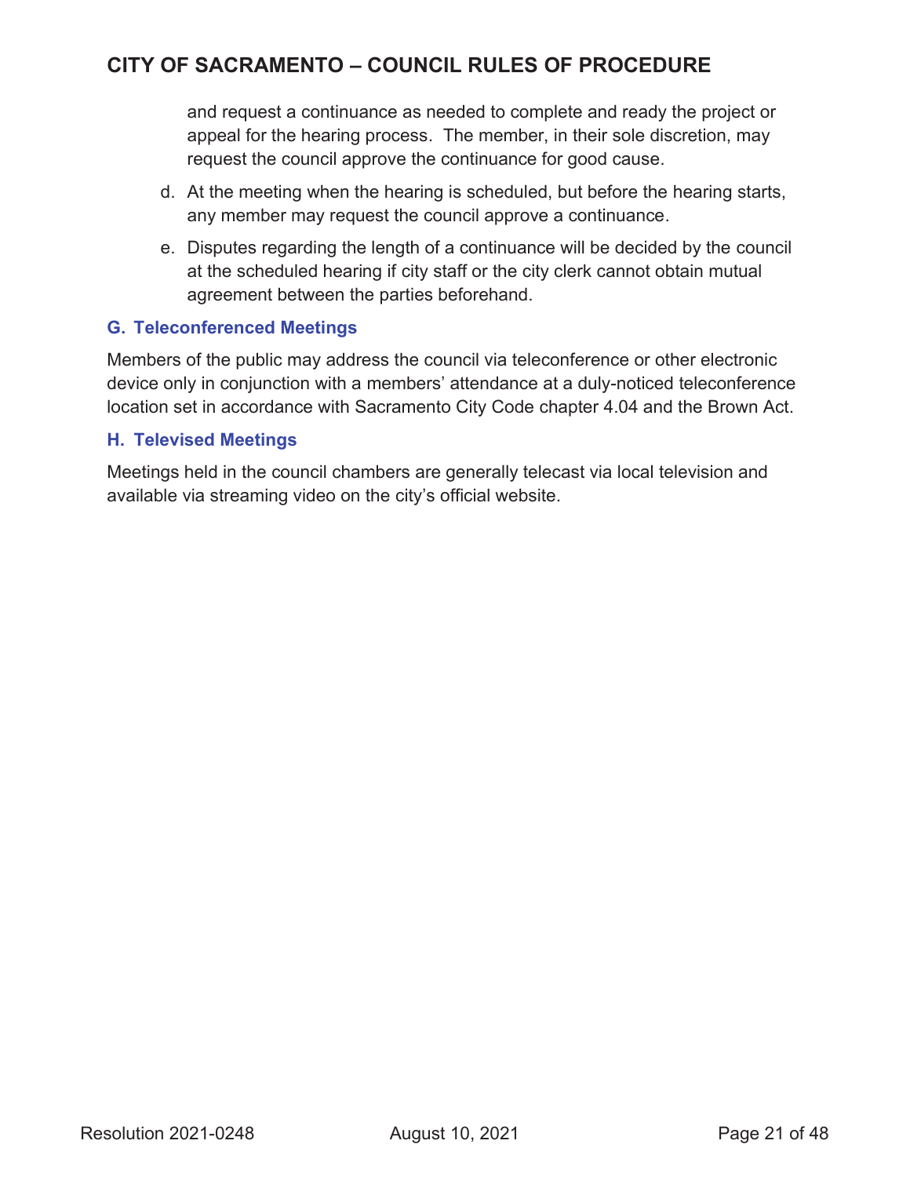and request a continuance as needed to complete and ready the project or appeal for the hearing process. The member, in their sole discretion, may request the council approve the continuance for good cause.

d. At the meeting when the hearing is scheduled, but before the hearing starts, any member may request the council approve a continuance.

e. Disputes regarding the length of a continuance will be decided by the council at the scheduled hearing if city staff or the city clerk cannot obtain mutual agreement between the parties beforehand.

### G. Teleconferenced Meetings

Members of the public may address the council via teleconference or other electronic device only in conjunction with a members' attendance at a duly-noticed teleconference location set in accordance with Sacramento City Code chapter 4.04 and the Brown Act.

### H. Televised Meetings

Meetings held in the council chambers are generally telecast via local television and available via streaming video on the city's official website.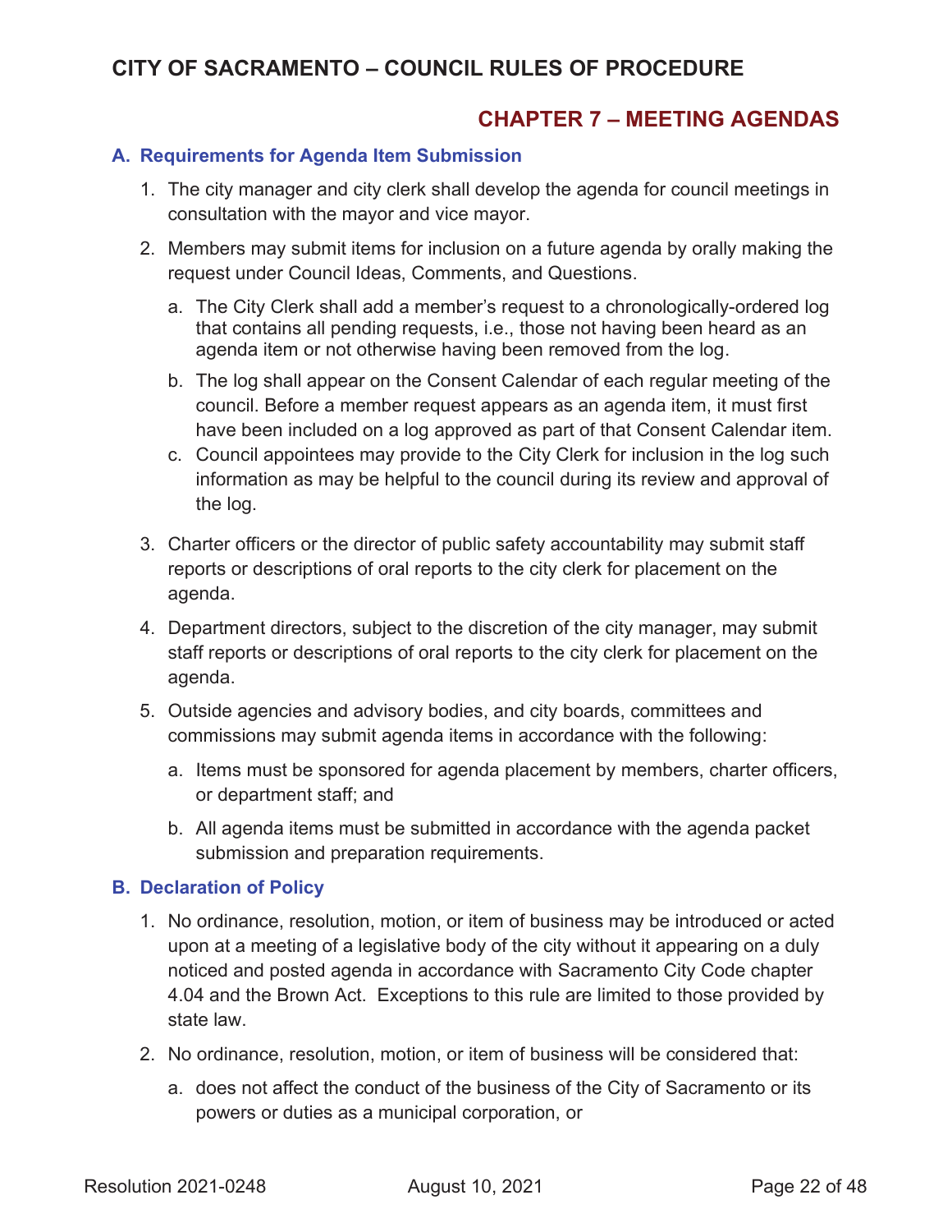## CHAPTER 7 – MEETING AGENDAS

### A. Requirements for Agenda Item Submission

1. The city manager and city clerk shall develop the agenda for council meetings in consultation with the mayor and vice mayor.
2. Members may submit items for inclusion on a future agenda by orally making the request under Council Ideas, Comments, and Questions.
   a. The City Clerk shall add a member's request to a chronologically-ordered log that contains all pending requests, i.e., those not having been heard as an agenda item or not otherwise having been removed from the log.
   b. The log shall appear on the Consent Calendar of each regular meeting of the council. Before a member request appears as an agenda item, it must first have been included on a log approved as part of that Consent Calendar item.
   c. Council appointees may provide to the City Clerk for inclusion in the log such information as may be helpful to the council during its review and approval of the log.
3. Charter officers or the director of public safety accountability may submit staff reports or descriptions of oral reports to the city clerk for placement on the agenda.
4. Department directors, subject to the discretion of the city manager, may submit staff reports or descriptions of oral reports to the city clerk for placement on the agenda.
5. Outside agencies and advisory bodies, and city boards, committees and commissions may submit agenda items in accordance with the following:
   a. Items must be sponsored for agenda placement by members, charter officers, or department staff; and
   b. All agenda items must be submitted in accordance with the agenda packet submission and preparation requirements.

### B. Declaration of Policy

1. No ordinance, resolution, motion, or item of business may be introduced or acted upon at a meeting of a legislative body of the city without it appearing on a duly noticed and posted agenda in accordance with Sacramento City Code chapter 4.04 and the Brown Act. Exceptions to this rule are limited to those provided by state law.
2. No ordinance, resolution, motion, or item of business will be considered that:
   a. does not affect the conduct of the business of the City of Sacramento or its powers or duties as a municipal corporation, or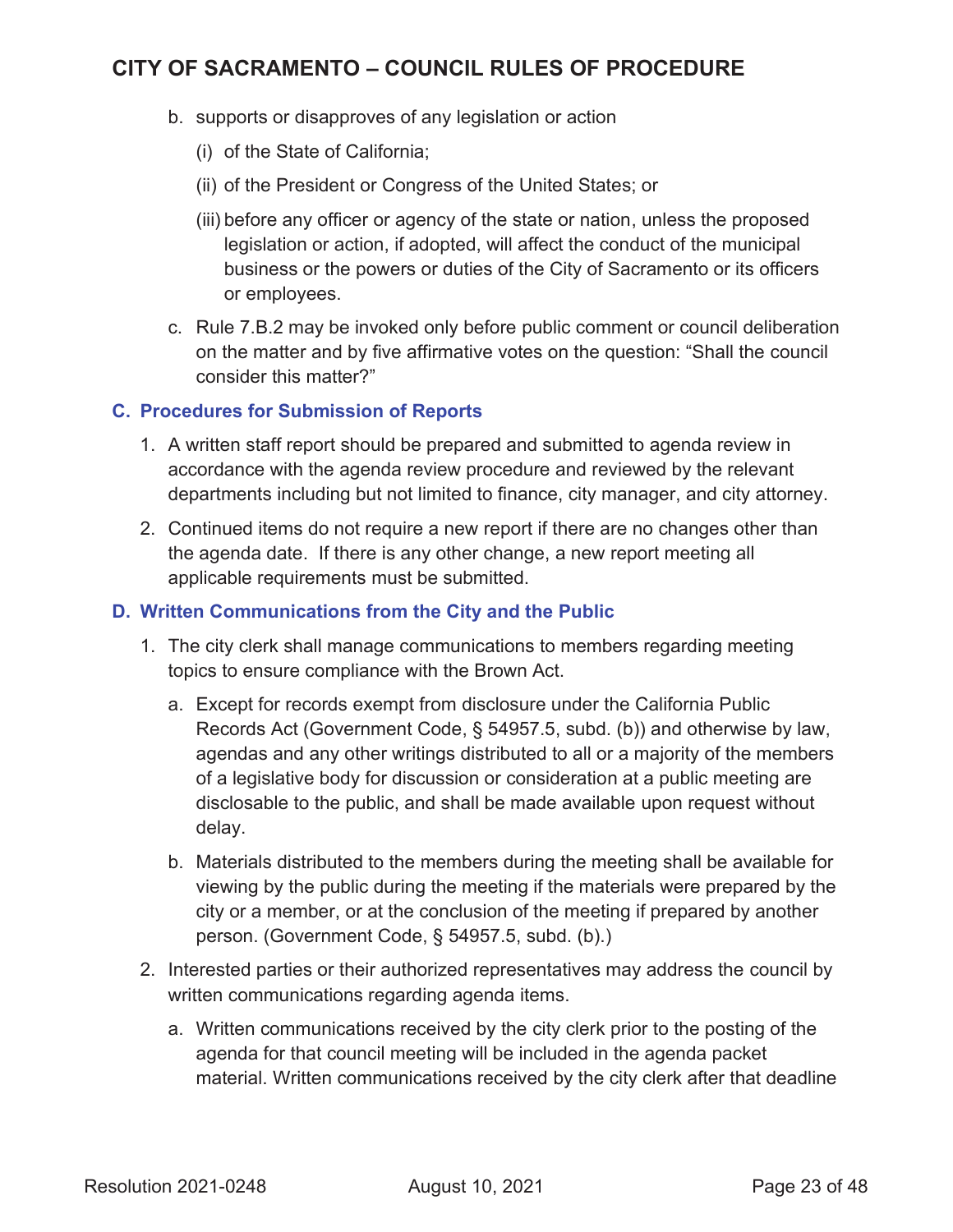b. supports or disapproves of any legislation or action

   (i) of the State of California;

   (ii) of the President or Congress of the United States; or

   (iii) before any officer or agency of the state or nation, unless the proposed legislation or action, if adopted, will affect the conduct of the municipal business or the powers or duties of the City of Sacramento or its officers or employees.

c. Rule 7.B.2 may be invoked only before public comment or council deliberation on the matter and by five affirmative votes on the question: "Shall the council consider this matter?"

### C. Procedures for Submission of Reports

1. A written staff report should be prepared and submitted to agenda review in accordance with the agenda review procedure and reviewed by the relevant departments including but not limited to finance, city manager, and city attorney.

2. Continued items do not require a new report if there are no changes other than the agenda date. If there is any other change, a new report meeting all applicable requirements must be submitted.

### D. Written Communications from the City and the Public

1. The city clerk shall manage communications to members regarding meeting topics to ensure compliance with the Brown Act.

   a. Except for records exempt from disclosure under the California Public Records Act (Government Code, § 54957.5, subd. (b)) and otherwise by law, agendas and any other writings distributed to all or a majority of the members of a legislative body for discussion or consideration at a public meeting are disclosable to the public, and shall be made available upon request without delay.

   b. Materials distributed to the members during the meeting shall be available for viewing by the public during the meeting if the materials were prepared by the city or a member, or at the conclusion of the meeting if prepared by another person. (Government Code, § 54957.5, subd. (b).)

2. Interested parties or their authorized representatives may address the council by written communications regarding agenda items.

   a. Written communications received by the city clerk prior to the posting of the agenda for that council meeting will be included in the agenda packet material. Written communications received by the city clerk after that deadline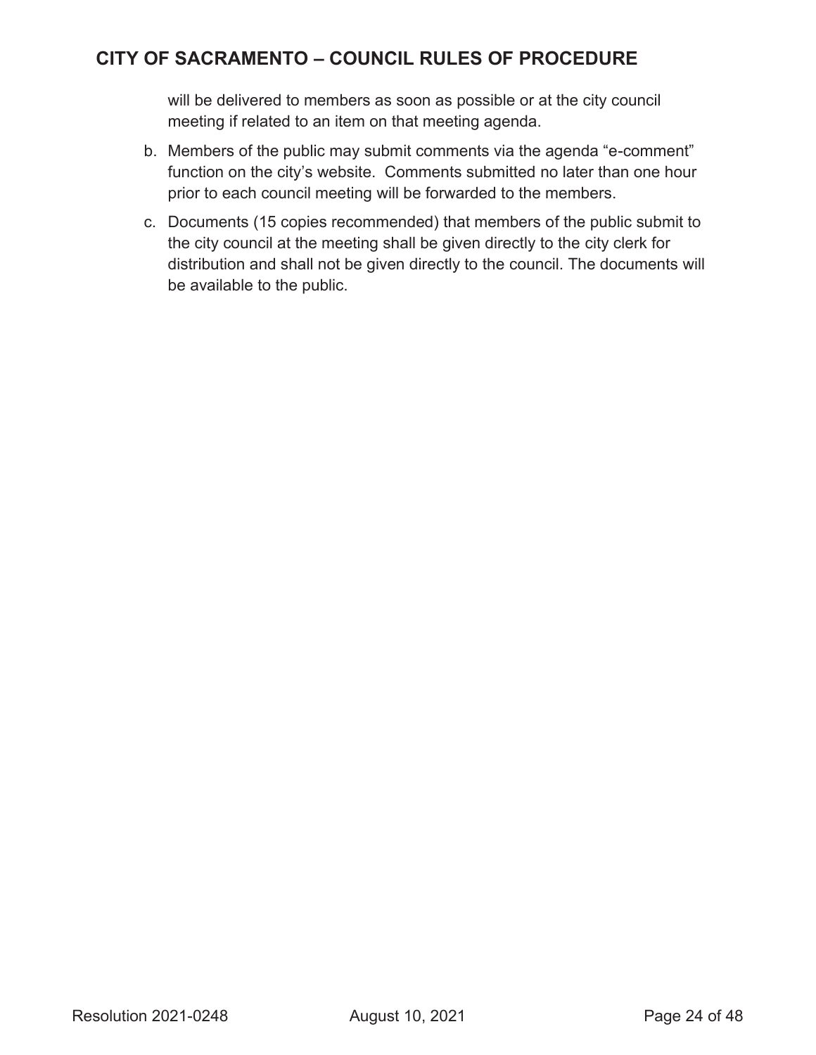will be delivered to members as soon as possible or at the city council meeting if related to an item on that meeting agenda.

b. Members of the public may submit comments via the agenda "e-comment" function on the city's website. Comments submitted no later than one hour prior to each council meeting will be forwarded to the members.

c. Documents (15 copies recommended) that members of the public submit to the city council at the meeting shall be given directly to the city clerk for distribution and shall not be given directly to the council. The documents will be available to the public.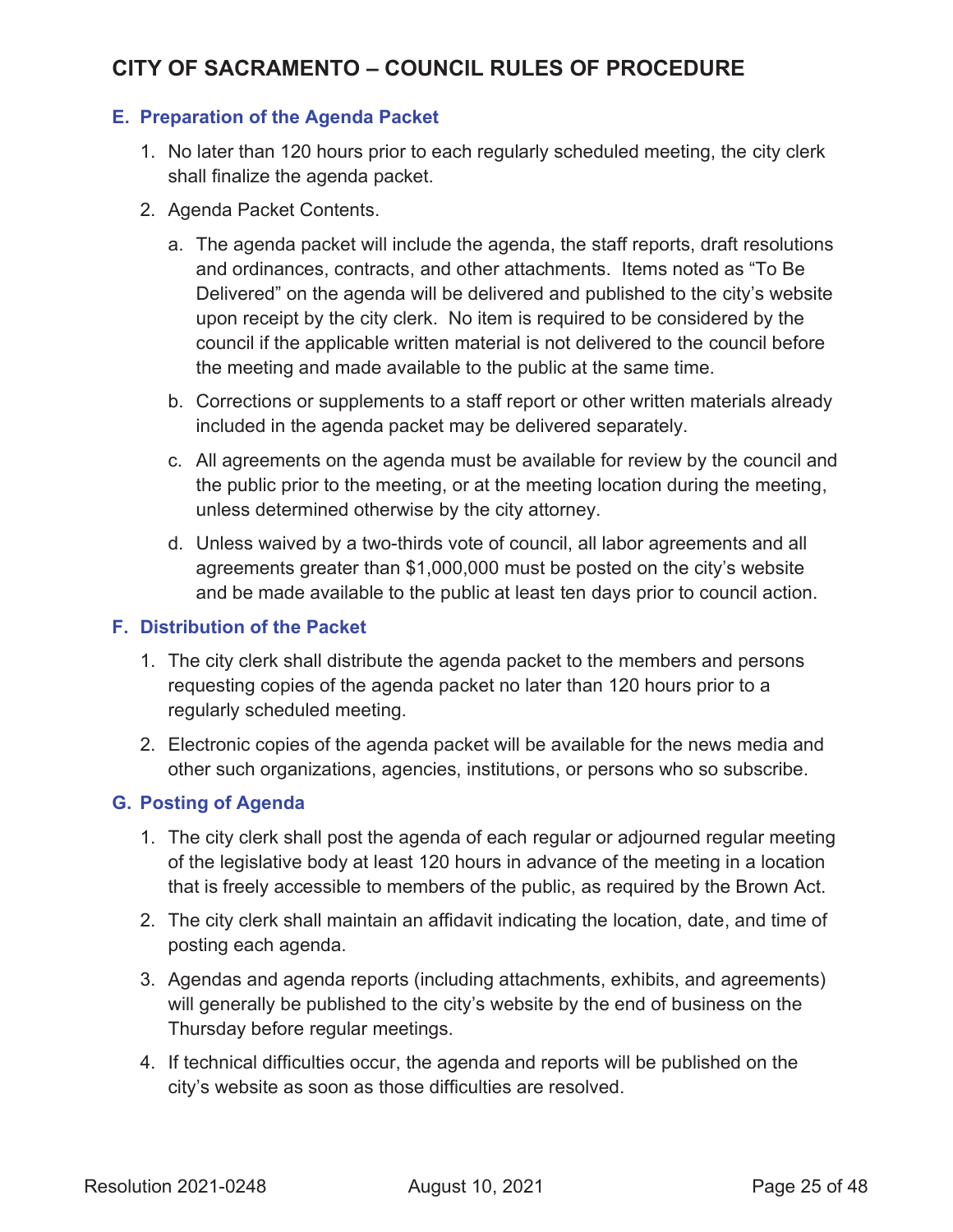### E. Preparation of the Agenda Packet

1. No later than 120 hours prior to each regularly scheduled meeting, the city clerk shall finalize the agenda packet.
2. Agenda Packet Contents.
   a. The agenda packet will include the agenda, the staff reports, draft resolutions and ordinances, contracts, and other attachments. Items noted as "To Be Delivered" on the agenda will be delivered and published to the city's website upon receipt by the city clerk. No item is required to be considered by the council if the applicable written material is not delivered to the council before the meeting and made available to the public at the same time.
   b. Corrections or supplements to a staff report or other written materials already included in the agenda packet may be delivered separately.
   c. All agreements on the agenda must be available for review by the council and the public prior to the meeting, or at the meeting location during the meeting, unless determined otherwise by the city attorney.
   d. Unless waived by a two-thirds vote of council, all labor agreements and all agreements greater than $1,000,000 must be posted on the city's website and be made available to the public at least ten days prior to council action.

### F. Distribution of the Packet

1. The city clerk shall distribute the agenda packet to the members and persons requesting copies of the agenda packet no later than 120 hours prior to a regularly scheduled meeting.
2. Electronic copies of the agenda packet will be available for the news media and other such organizations, agencies, institutions, or persons who so subscribe.

### G. Posting of Agenda

1. The city clerk shall post the agenda of each regular or adjourned regular meeting of the legislative body at least 120 hours in advance of the meeting in a location that is freely accessible to members of the public, as required by the Brown Act.
2. The city clerk shall maintain an affidavit indicating the location, date, and time of posting each agenda.
3. Agendas and agenda reports (including attachments, exhibits, and agreements) will generally be published to the city's website by the end of business on the Thursday before regular meetings.
4. If technical difficulties occur, the agenda and reports will be published on the city's website as soon as those difficulties are resolved.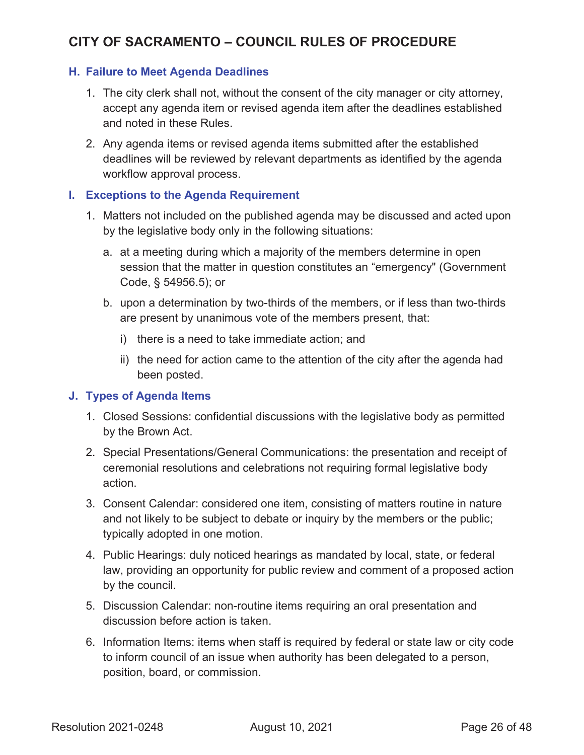### H. Failure to Meet Agenda Deadlines

1. The city clerk shall not, without the consent of the city manager or city attorney, accept any agenda item or revised agenda item after the deadlines established and noted in these Rules.
2. Any agenda items or revised agenda items submitted after the established deadlines will be reviewed by relevant departments as identified by the agenda workflow approval process.

### I. Exceptions to the Agenda Requirement

1. Matters not included on the published agenda may be discussed and acted upon by the legislative body only in the following situations:
   a. at a meeting during which a majority of the members determine in open session that the matter in question constitutes an “emergency" (Government Code, § 54956.5); or
   b. upon a determination by two-thirds of the members, or if less than two-thirds are present by unanimous vote of the members present, that:
      i) there is a need to take immediate action; and
      ii) the need for action came to the attention of the city after the agenda had been posted.

### J. Types of Agenda Items

1. Closed Sessions: confidential discussions with the legislative body as permitted by the Brown Act.
2. Special Presentations/General Communications: the presentation and receipt of ceremonial resolutions and celebrations not requiring formal legislative body action.
3. Consent Calendar: considered one item, consisting of matters routine in nature and not likely to be subject to debate or inquiry by the members or the public; typically adopted in one motion.
4. Public Hearings: duly noticed hearings as mandated by local, state, or federal law, providing an opportunity for public review and comment of a proposed action by the council.
5. Discussion Calendar: non-routine items requiring an oral presentation and discussion before action is taken.
6. Information Items: items when staff is required by federal or state law or city code to inform council of an issue when authority has been delegated to a person, position, board, or commission.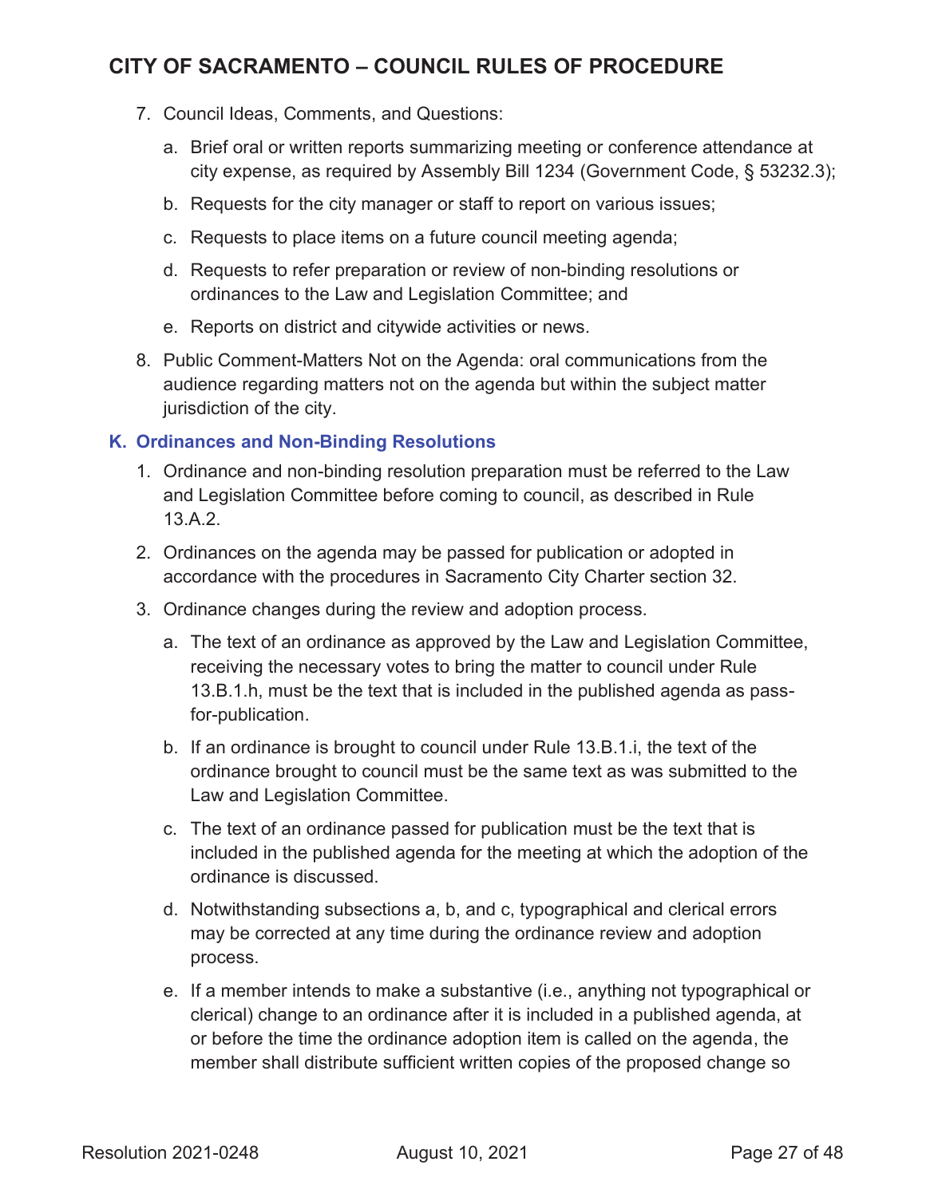7. Council Ideas, Comments, and Questions:

   a. Brief oral or written reports summarizing meeting or conference attendance at city expense, as required by Assembly Bill 1234 (Government Code, § 53232.3);

   b. Requests for the city manager or staff to report on various issues;

   c. Requests to place items on a future council meeting agenda;

   d. Requests to refer preparation or review of non-binding resolutions or ordinances to the Law and Legislation Committee; and

   e. Reports on district and citywide activities or news.

8. Public Comment-Matters Not on the Agenda: oral communications from the audience regarding matters not on the agenda but within the subject matter jurisdiction of the city.

### K. Ordinances and Non-Binding Resolutions

1. Ordinance and non-binding resolution preparation must be referred to the Law and Legislation Committee before coming to council, as described in Rule 13.A.2.

2. Ordinances on the agenda may be passed for publication or adopted in accordance with the procedures in Sacramento City Charter section 32.

3. Ordinance changes during the review and adoption process.

   a. The text of an ordinance as approved by the Law and Legislation Committee, receiving the necessary votes to bring the matter to council under Rule 13.B.1.h, must be the text that is included in the published agenda as pass-for-publication.

   b. If an ordinance is brought to council under Rule 13.B.1.i, the text of the ordinance brought to council must be the same text as was submitted to the Law and Legislation Committee.

   c. The text of an ordinance passed for publication must be the text that is included in the published agenda for the meeting at which the adoption of the ordinance is discussed.

   d. Notwithstanding subsections a, b, and c, typographical and clerical errors may be corrected at any time during the ordinance review and adoption process.

   e. If a member intends to make a substantive (i.e., anything not typographical or clerical) change to an ordinance after it is included in a published agenda, at or before the time the ordinance adoption item is called on the agenda, the member shall distribute sufficient written copies of the proposed change so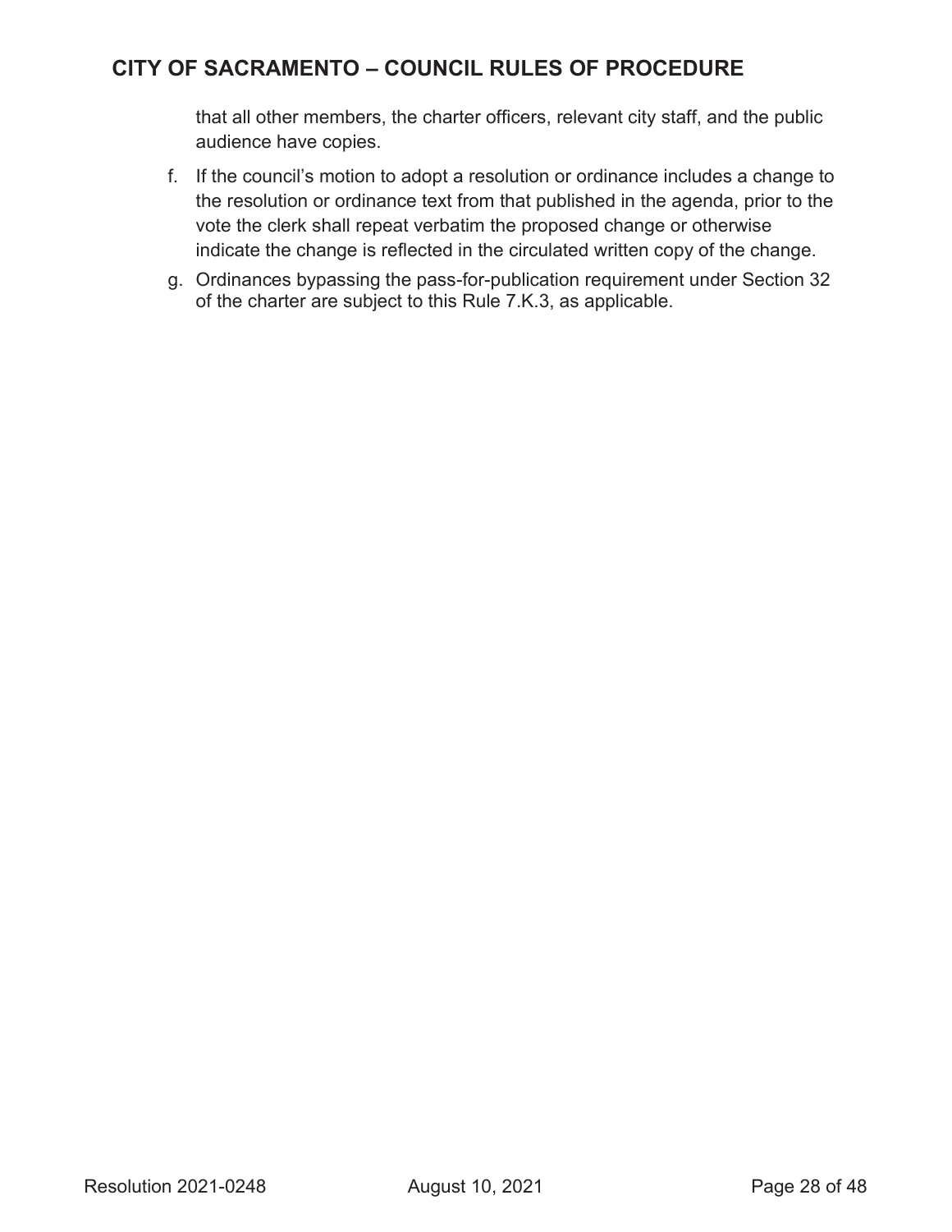that all other members, the charter officers, relevant city staff, and the public audience have copies.

f. If the council's motion to adopt a resolution or ordinance includes a change to the resolution or ordinance text from that published in the agenda, prior to the vote the clerk shall repeat verbatim the proposed change or otherwise indicate the change is reflected in the circulated written copy of the change.

g. Ordinances bypassing the pass-for-publication requirement under Section 32 of the charter are subject to this Rule 7.K.3, as applicable.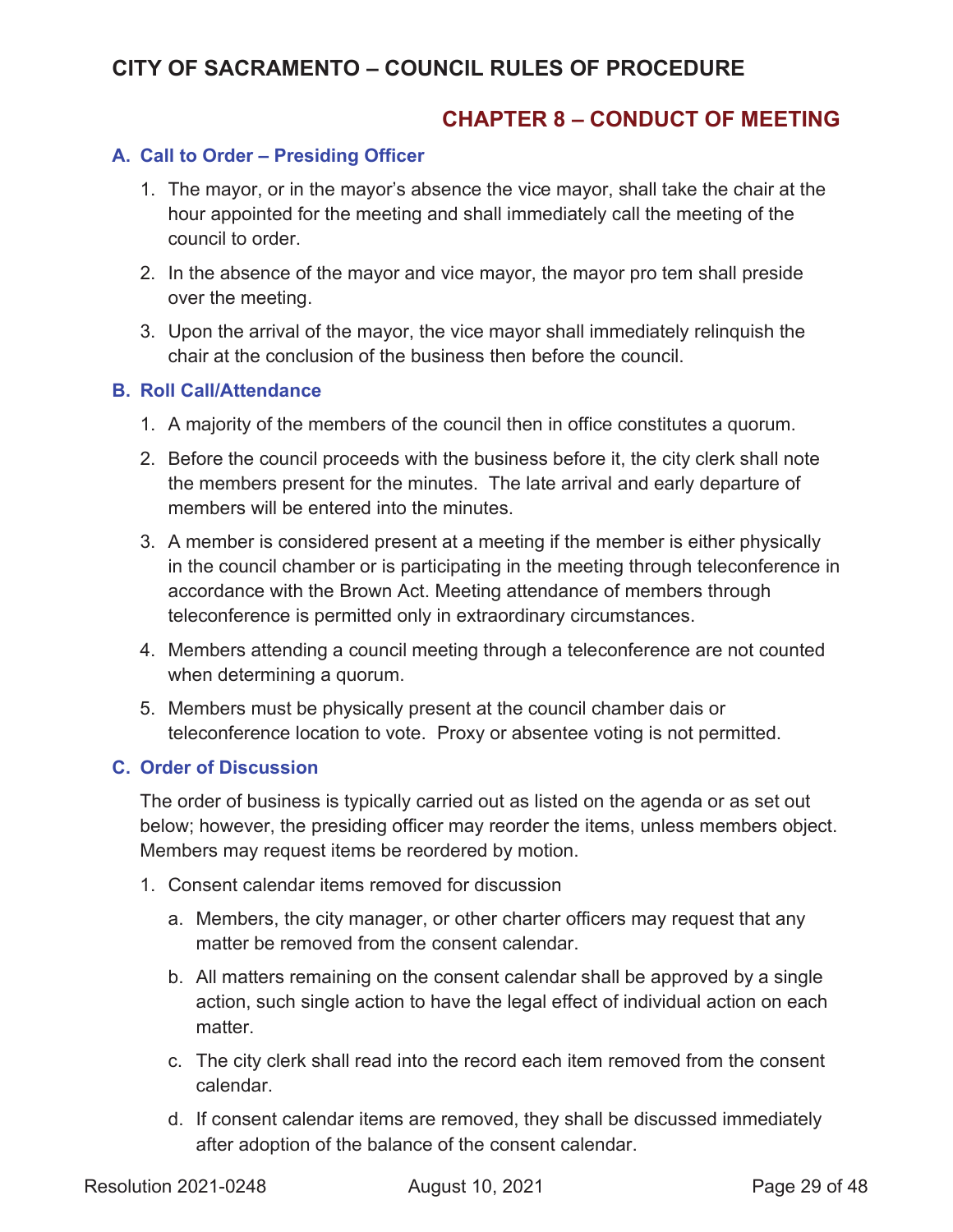## CHAPTER 8 – CONDUCT OF MEETING

### A. Call to Order – Presiding Officer

1. The mayor, or in the mayor's absence the vice mayor, shall take the chair at the hour appointed for the meeting and shall immediately call the meeting of the council to order.
2. In the absence of the mayor and vice mayor, the mayor pro tem shall preside over the meeting.
3. Upon the arrival of the mayor, the vice mayor shall immediately relinquish the chair at the conclusion of the business then before the council.

### B. Roll Call/Attendance

1. A majority of the members of the council then in office constitutes a quorum.
2. Before the council proceeds with the business before it, the city clerk shall note the members present for the minutes. The late arrival and early departure of members will be entered into the minutes.
3. A member is considered present at a meeting if the member is either physically in the council chamber or is participating in the meeting through teleconference in accordance with the Brown Act. Meeting attendance of members through teleconference is permitted only in extraordinary circumstances.
4. Members attending a council meeting through a teleconference are not counted when determining a quorum.
5. Members must be physically present at the council chamber dais or teleconference location to vote. Proxy or absentee voting is not permitted.

### C. Order of Discussion

The order of business is typically carried out as listed on the agenda or as set out below; however, the presiding officer may reorder the items, unless members object. Members may request items be reordered by motion.

1. Consent calendar items removed for discussion
   a. Members, the city manager, or other charter officers may request that any matter be removed from the consent calendar.
   b. All matters remaining on the consent calendar shall be approved by a single action, such single action to have the legal effect of individual action on each matter.
   c. The city clerk shall read into the record each item removed from the consent calendar.
   d. If consent calendar items are removed, they shall be discussed immediately after adoption of the balance of the consent calendar.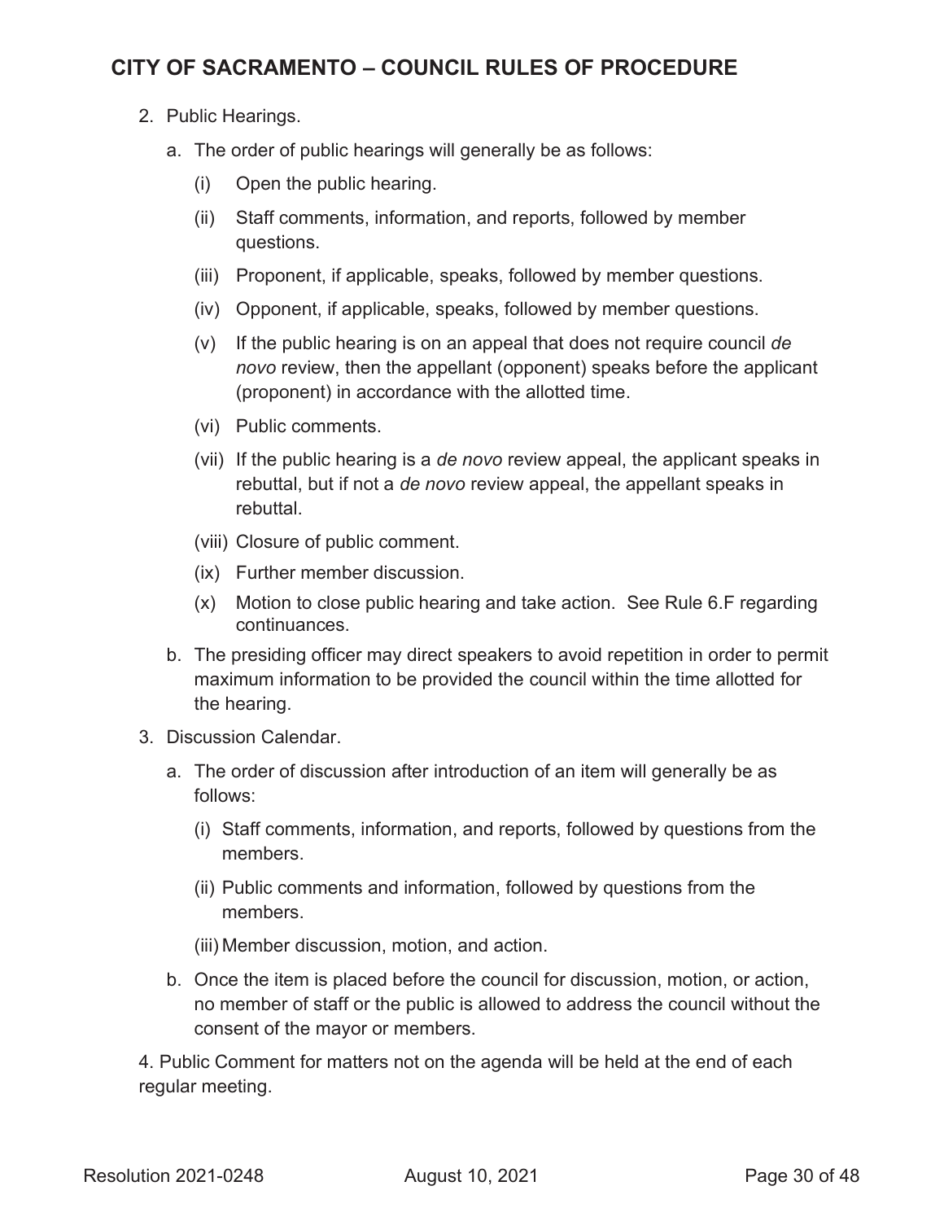2. Public Hearings.

   a. The order of public hearings will generally be as follows:

      (i) Open the public hearing.

      (ii) Staff comments, information, and reports, followed by member questions.

      (iii) Proponent, if applicable, speaks, followed by member questions.

      (iv) Opponent, if applicable, speaks, followed by member questions.

      (v) If the public hearing is on an appeal that does not require council *de novo* review, then the appellant (opponent) speaks before the applicant (proponent) in accordance with the allotted time.

      (vi) Public comments.

      (vii) If the public hearing is a *de novo* review appeal, the applicant speaks in rebuttal, but if not a *de novo* review appeal, the appellant speaks in rebuttal.

      (viii) Closure of public comment.

      (ix) Further member discussion.

      (x) Motion to close public hearing and take action. See Rule 6.F regarding continuances.

   b. The presiding officer may direct speakers to avoid repetition in order to permit maximum information to be provided the council within the time allotted for the hearing.

3. Discussion Calendar.

   a. The order of discussion after introduction of an item will generally be as follows:

      (i) Staff comments, information, and reports, followed by questions from the members.

      (ii) Public comments and information, followed by questions from the members.

      (iii) Member discussion, motion, and action.

   b. Once the item is placed before the council for discussion, motion, or action, no member of staff or the public is allowed to address the council without the consent of the mayor or members.

4. Public Comment for matters not on the agenda will be held at the end of each regular meeting.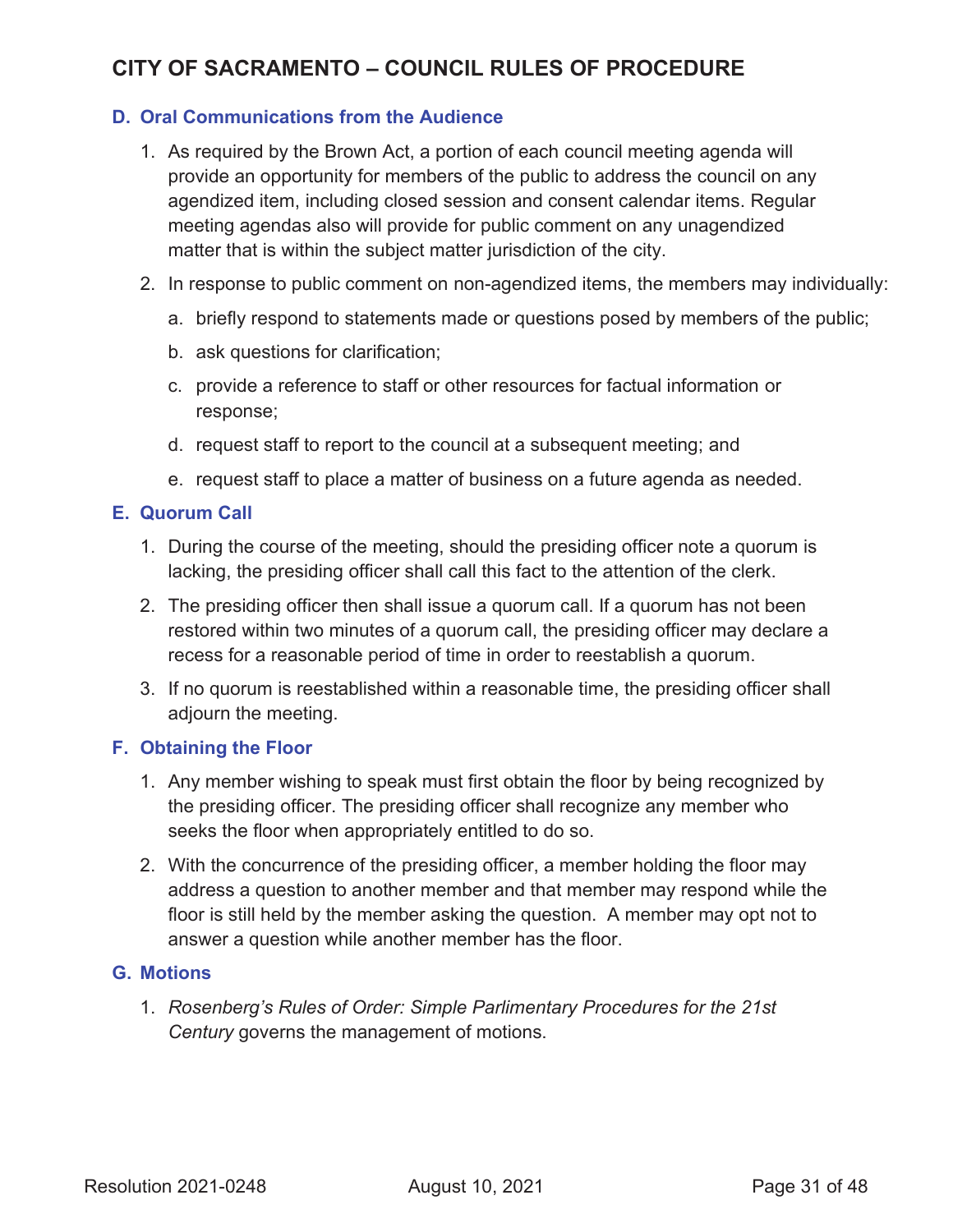# CITY OF SACRAMENTO – COUNCIL RULES OF PROCEDURE

### D. Oral Communications from the Audience

1. As required by the Brown Act, a portion of each council meeting agenda will provide an opportunity for members of the public to address the council on any agendized item, including closed session and consent calendar items. Regular meeting agendas also will provide for public comment on any unagendized matter that is within the subject matter jurisdiction of the city.
2. In response to public comment on non-agendized items, the members may individually:
   a. briefly respond to statements made or questions posed by members of the public;
   b. ask questions for clarification;
   c. provide a reference to staff or other resources for factual information or response;
   d. request staff to report to the council at a subsequent meeting; and
   e. request staff to place a matter of business on a future agenda as needed.

### E. Quorum Call

1. During the course of the meeting, should the presiding officer note a quorum is lacking, the presiding officer shall call this fact to the attention of the clerk.
2. The presiding officer then shall issue a quorum call. If a quorum has not been restored within two minutes of a quorum call, the presiding officer may declare a recess for a reasonable period of time in order to reestablish a quorum.
3. If no quorum is reestablished within a reasonable time, the presiding officer shall adjourn the meeting.

### F. Obtaining the Floor

1. Any member wishing to speak must first obtain the floor by being recognized by the presiding officer. The presiding officer shall recognize any member who seeks the floor when appropriately entitled to do so.
2. With the concurrence of the presiding officer, a member holding the floor may address a question to another member and that member may respond while the floor is still held by the member asking the question. A member may opt not to answer a question while another member has the floor.

### G. Motions

1. *Rosenberg's Rules of Order: Simple Parlimentary Procedures for the 21st Century* governs the management of motions.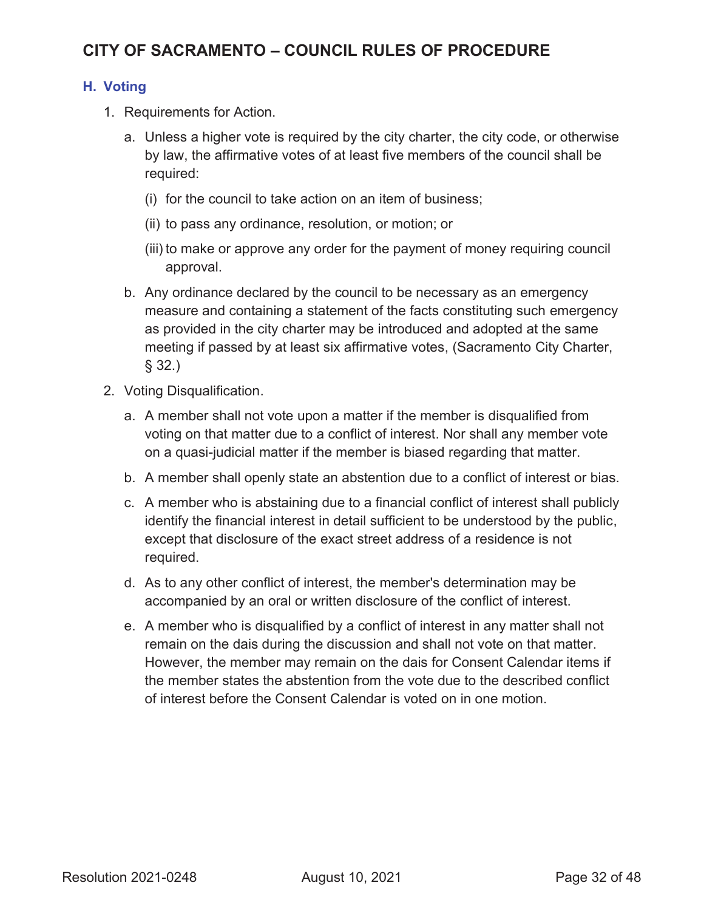## H. Voting

1. Requirements for Action.

   a. Unless a higher vote is required by the city charter, the city code, or otherwise by law, the affirmative votes of at least five members of the council shall be required:

      (i) for the council to take action on an item of business;

      (ii) to pass any ordinance, resolution, or motion; or

      (iii) to make or approve any order for the payment of money requiring council approval.

   b. Any ordinance declared by the council to be necessary as an emergency measure and containing a statement of the facts constituting such emergency as provided in the city charter may be introduced and adopted at the same meeting if passed by at least six affirmative votes, (Sacramento City Charter, § 32.)

2. Voting Disqualification.

   a. A member shall not vote upon a matter if the member is disqualified from voting on that matter due to a conflict of interest. Nor shall any member vote on a quasi-judicial matter if the member is biased regarding that matter.

   b. A member shall openly state an abstention due to a conflict of interest or bias.

   c. A member who is abstaining due to a financial conflict of interest shall publicly identify the financial interest in detail sufficient to be understood by the public, except that disclosure of the exact street address of a residence is not required.

   d. As to any other conflict of interest, the member's determination may be accompanied by an oral or written disclosure of the conflict of interest.

   e. A member who is disqualified by a conflict of interest in any matter shall not remain on the dais during the discussion and shall not vote on that matter. However, the member may remain on the dais for Consent Calendar items if the member states the abstention from the vote due to the described conflict of interest before the Consent Calendar is voted on in one motion.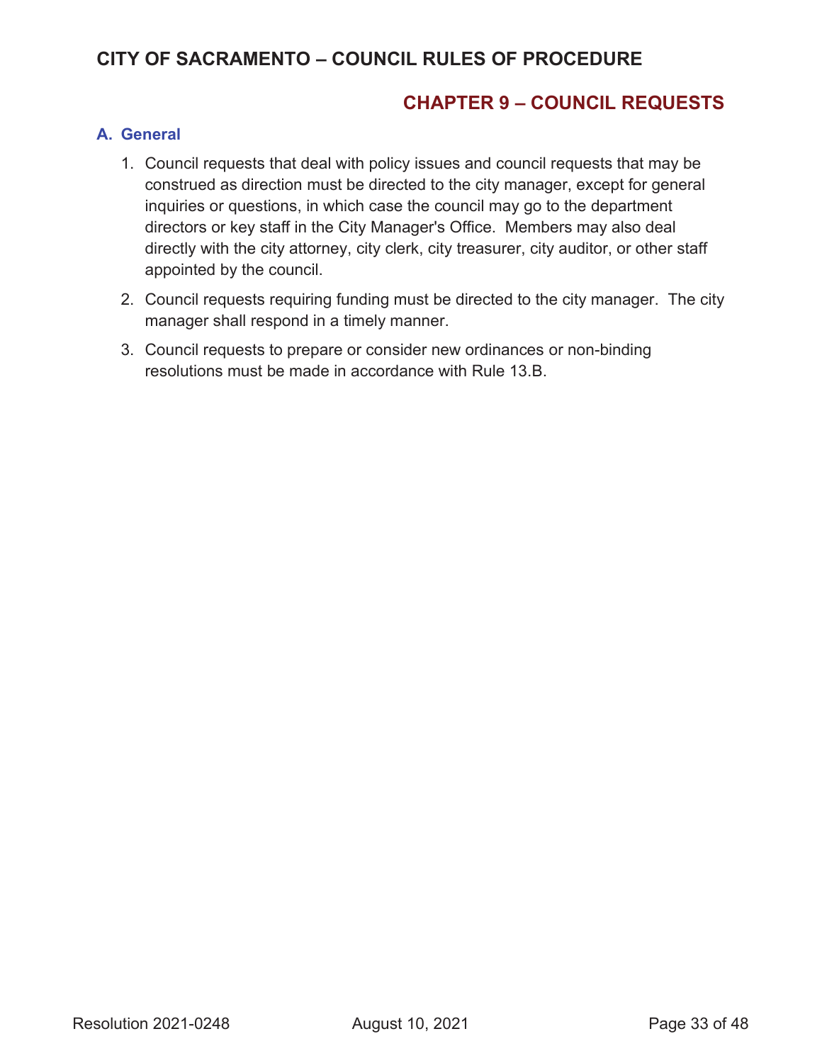## CHAPTER 9 – COUNCIL REQUESTS

### A. General

1. Council requests that deal with policy issues and council requests that may be construed as direction must be directed to the city manager, except for general inquiries or questions, in which case the council may go to the department directors or key staff in the City Manager's Office. Members may also deal directly with the city attorney, city clerk, city treasurer, city auditor, or other staff appointed by the council.
2. Council requests requiring funding must be directed to the city manager. The city manager shall respond in a timely manner.
3. Council requests to prepare or consider new ordinances or non-binding resolutions must be made in accordance with Rule 13.B.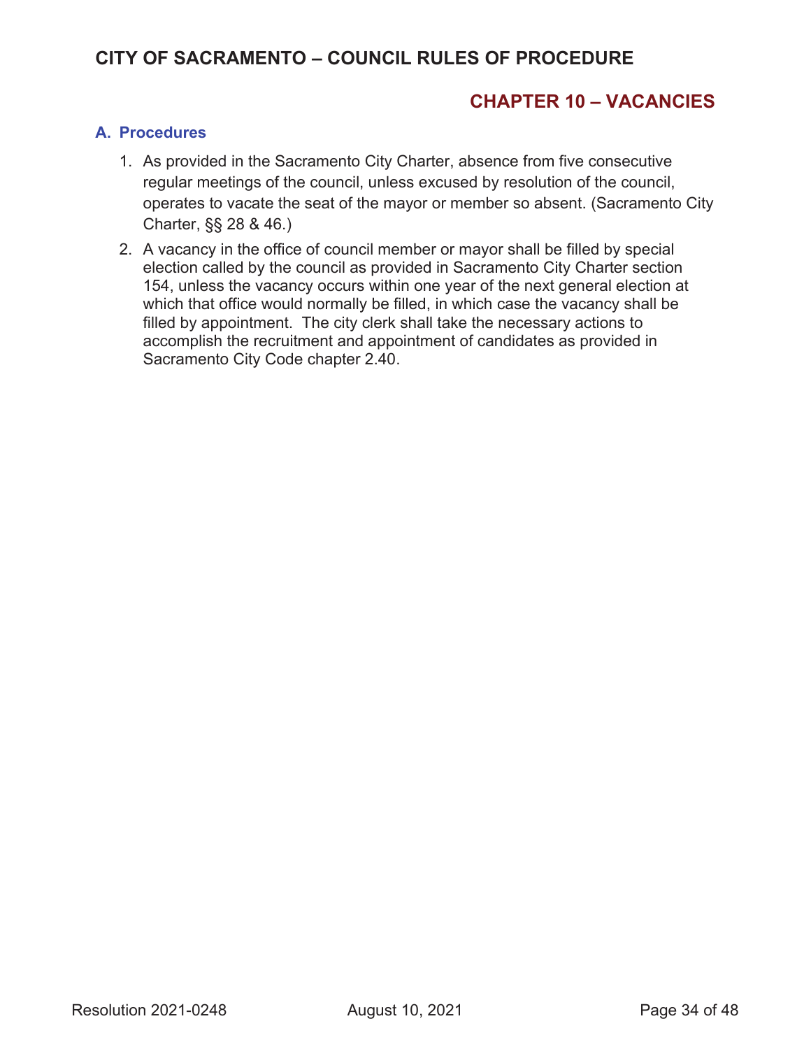## CHAPTER 10 – VACANCIES

### A. Procedures

1. As provided in the Sacramento City Charter, absence from five consecutive regular meetings of the council, unless excused by resolution of the council, operates to vacate the seat of the mayor or member so absent. (Sacramento City Charter, §§ 28 & 46.)
2. A vacancy in the office of council member or mayor shall be filled by special election called by the council as provided in Sacramento City Charter section 154, unless the vacancy occurs within one year of the next general election at which that office would normally be filled, in which case the vacancy shall be filled by appointment. The city clerk shall take the necessary actions to accomplish the recruitment and appointment of candidates as provided in Sacramento City Code chapter 2.40.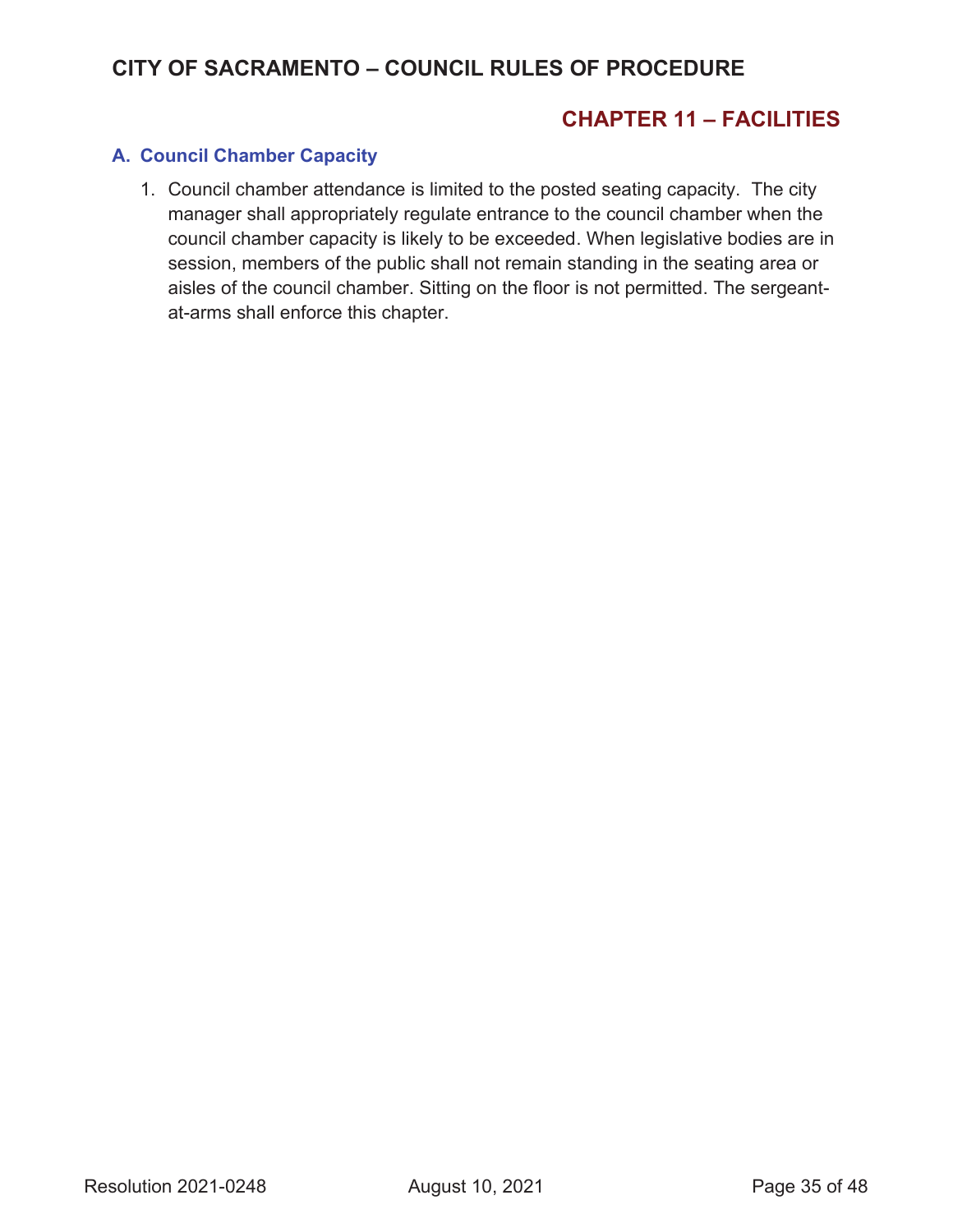## CHAPTER 11 – FACILITIES

### A. Council Chamber Capacity

1. Council chamber attendance is limited to the posted seating capacity. The city manager shall appropriately regulate entrance to the council chamber when the council chamber capacity is likely to be exceeded. When legislative bodies are in session, members of the public shall not remain standing in the seating area or aisles of the council chamber. Sitting on the floor is not permitted. The sergeant-at-arms shall enforce this chapter.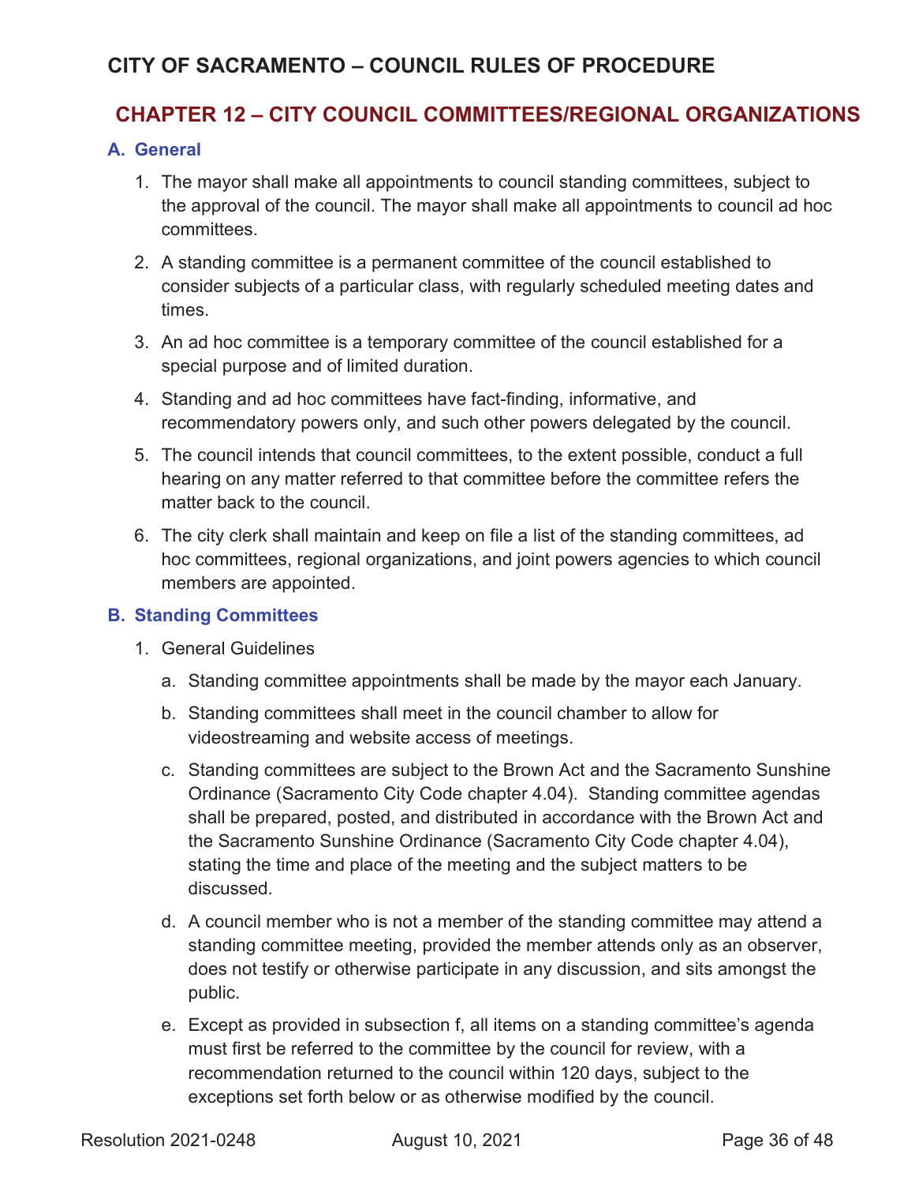# CITY OF SACRAMENTO – COUNCIL RULES OF PROCEDURE

## CHAPTER 12 – CITY COUNCIL COMMITTEES/REGIONAL ORGANIZATIONS

### A. General

1. The mayor shall make all appointments to council standing committees, subject to the approval of the council. The mayor shall make all appointments to council ad hoc committees.
2. A standing committee is a permanent committee of the council established to consider subjects of a particular class, with regularly scheduled meeting dates and times.
3. An ad hoc committee is a temporary committee of the council established for a special purpose and of limited duration.
4. Standing and ad hoc committees have fact-finding, informative, and recommendatory powers only, and such other powers delegated by the council.
5. The council intends that council committees, to the extent possible, conduct a full hearing on any matter referred to that committee before the committee refers the matter back to the council.
6. The city clerk shall maintain and keep on file a list of the standing committees, ad hoc committees, regional organizations, and joint powers agencies to which council members are appointed.

### B. Standing Committees

1. General Guidelines
   a. Standing committee appointments shall be made by the mayor each January.
   b. Standing committees shall meet in the council chamber to allow for videostreaming and website access of meetings.
   c. Standing committees are subject to the Brown Act and the Sacramento Sunshine Ordinance (Sacramento City Code chapter 4.04). Standing committee agendas shall be prepared, posted, and distributed in accordance with the Brown Act and the Sacramento Sunshine Ordinance (Sacramento City Code chapter 4.04), stating the time and place of the meeting and the subject matters to be discussed.
   d. A council member who is not a member of the standing committee may attend a standing committee meeting, provided the member attends only as an observer, does not testify or otherwise participate in any discussion, and sits amongst the public.
   e. Except as provided in subsection f, all items on a standing committee's agenda must first be referred to the committee by the council for review, with a recommendation returned to the council within 120 days, subject to the exceptions set forth below or as otherwise modified by the council.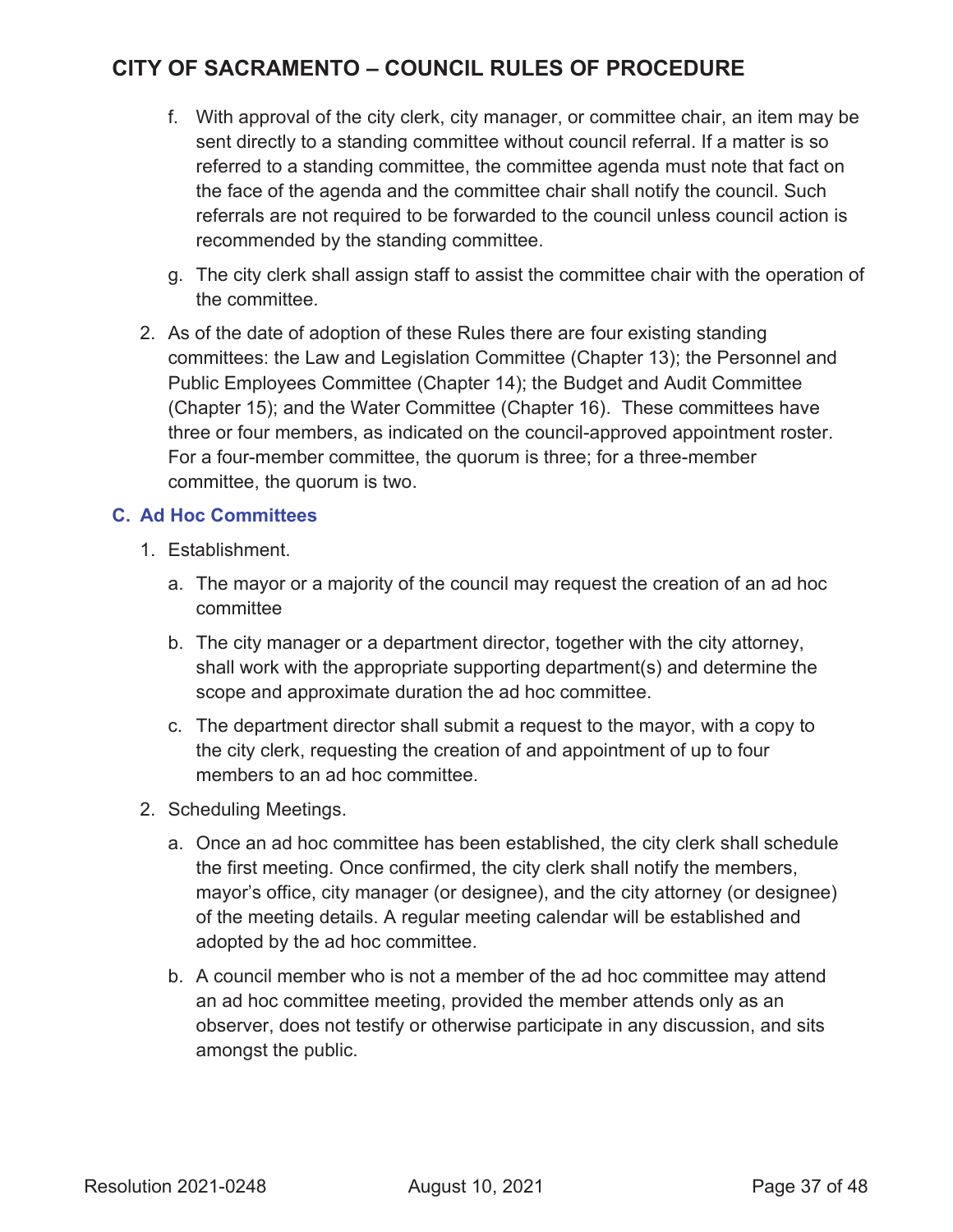f. With approval of the city clerk, city manager, or committee chair, an item may be sent directly to a standing committee without council referral. If a matter is so referred to a standing committee, the committee agenda must note that fact on the face of the agenda and the committee chair shall notify the council. Such referrals are not required to be forwarded to the council unless council action is recommended by the standing committee.

g. The city clerk shall assign staff to assist the committee chair with the operation of the committee.

2. As of the date of adoption of these Rules there are four existing standing committees: the Law and Legislation Committee (Chapter 13); the Personnel and Public Employees Committee (Chapter 14); the Budget and Audit Committee (Chapter 15); and the Water Committee (Chapter 16). These committees have three or four members, as indicated on the council-approved appointment roster. For a four-member committee, the quorum is three; for a three-member committee, the quorum is two.

### C. Ad Hoc Committees

1. Establishment.

   a. The mayor or a majority of the council may request the creation of an ad hoc committee

   b. The city manager or a department director, together with the city attorney, shall work with the appropriate supporting department(s) and determine the scope and approximate duration the ad hoc committee.

   c. The department director shall submit a request to the mayor, with a copy to the city clerk, requesting the creation of and appointment of up to four members to an ad hoc committee.

2. Scheduling Meetings.

   a. Once an ad hoc committee has been established, the city clerk shall schedule the first meeting. Once confirmed, the city clerk shall notify the members, mayor's office, city manager (or designee), and the city attorney (or designee) of the meeting details. A regular meeting calendar will be established and adopted by the ad hoc committee.

   b. A council member who is not a member of the ad hoc committee may attend an ad hoc committee meeting, provided the member attends only as an observer, does not testify or otherwise participate in any discussion, and sits amongst the public.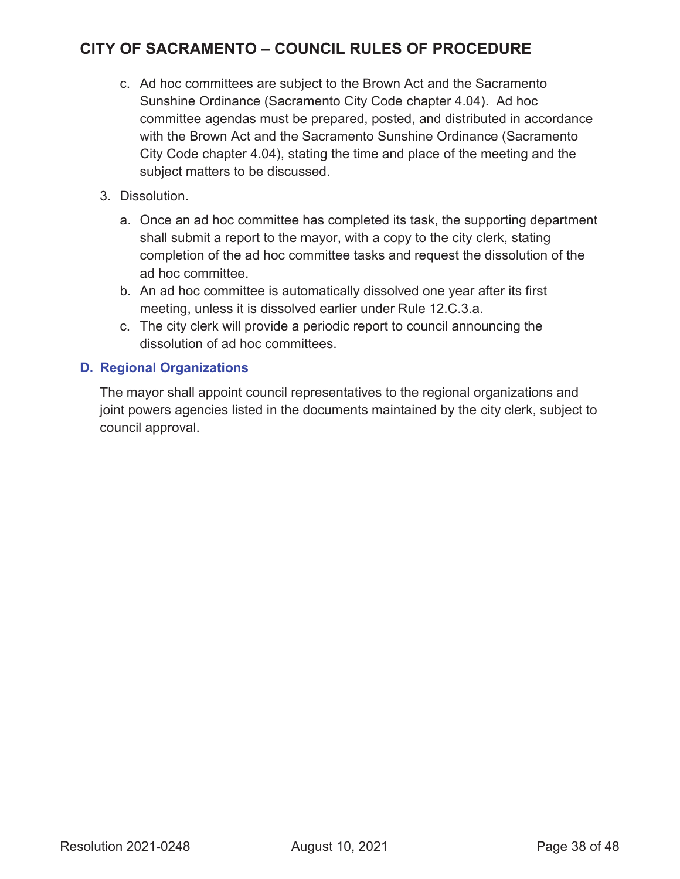c. Ad hoc committees are subject to the Brown Act and the Sacramento Sunshine Ordinance (Sacramento City Code chapter 4.04). Ad hoc committee agendas must be prepared, posted, and distributed in accordance with the Brown Act and the Sacramento Sunshine Ordinance (Sacramento City Code chapter 4.04), stating the time and place of the meeting and the subject matters to be discussed.

3. Dissolution.

   a. Once an ad hoc committee has completed its task, the supporting department shall submit a report to the mayor, with a copy to the city clerk, stating completion of the ad hoc committee tasks and request the dissolution of the ad hoc committee.
   b. An ad hoc committee is automatically dissolved one year after its first meeting, unless it is dissolved earlier under Rule 12.C.3.a.
   c. The city clerk will provide a periodic report to council announcing the dissolution of ad hoc committees.

### D. Regional Organizations

The mayor shall appoint council representatives to the regional organizations and joint powers agencies listed in the documents maintained by the city clerk, subject to council approval.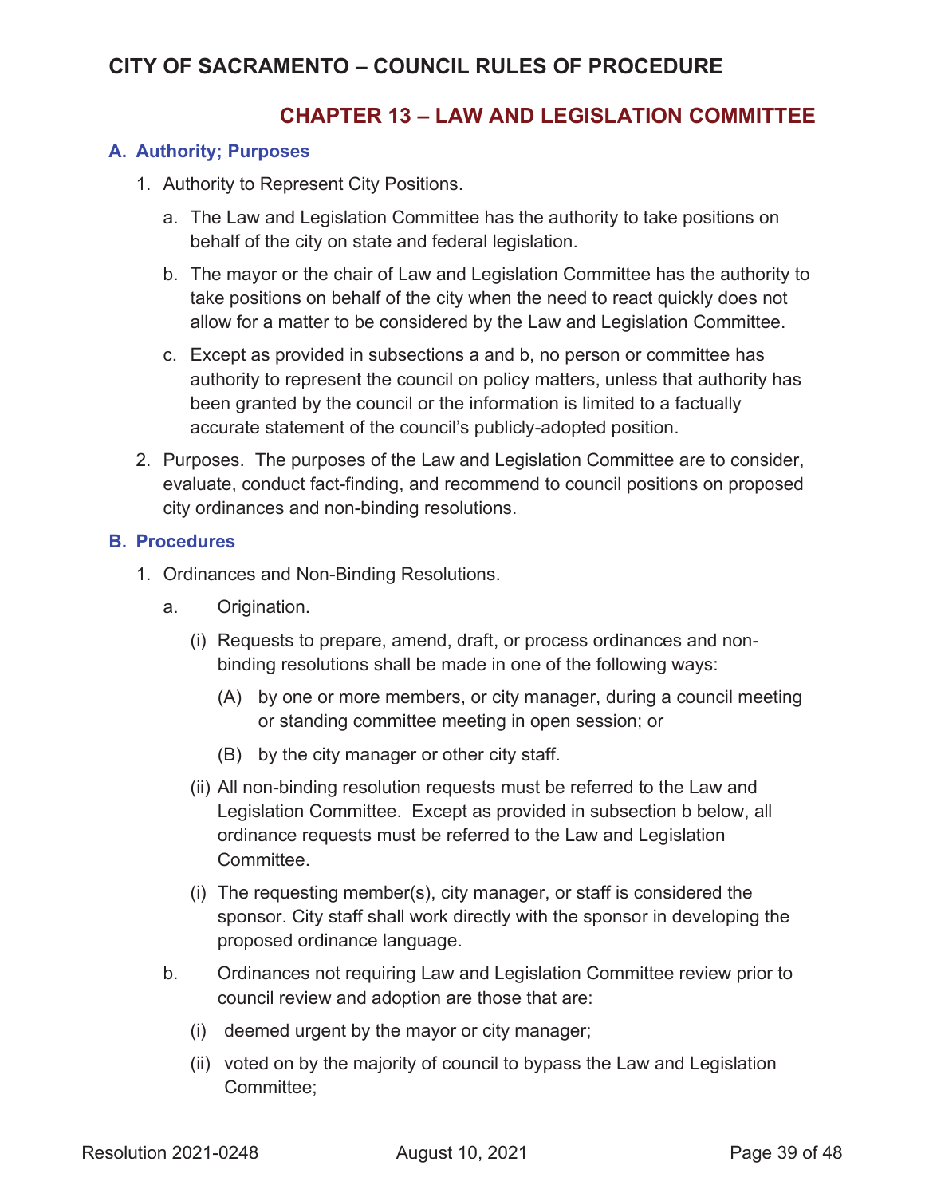# CITY OF SACRAMENTO – COUNCIL RULES OF PROCEDURE

## CHAPTER 13 – LAW AND LEGISLATION COMMITTEE

### A. Authority; Purposes

1. Authority to Represent City Positions.

   a. The Law and Legislation Committee has the authority to take positions on behalf of the city on state and federal legislation.

   b. The mayor or the chair of Law and Legislation Committee has the authority to take positions on behalf of the city when the need to react quickly does not allow for a matter to be considered by the Law and Legislation Committee.

   c. Except as provided in subsections a and b, no person or committee has authority to represent the council on policy matters, unless that authority has been granted by the council or the information is limited to a factually accurate statement of the council's publicly-adopted position.

2. Purposes. The purposes of the Law and Legislation Committee are to consider, evaluate, conduct fact-finding, and recommend to council positions on proposed city ordinances and non-binding resolutions.

### B. Procedures

1. Ordinances and Non-Binding Resolutions.

   a. Origination.

      (i) Requests to prepare, amend, draft, or process ordinances and non-binding resolutions shall be made in one of the following ways:

         (A) by one or more members, or city manager, during a council meeting or standing committee meeting in open session; or

         (B) by the city manager or other city staff.

      (ii) All non-binding resolution requests must be referred to the Law and Legislation Committee. Except as provided in subsection b below, all ordinance requests must be referred to the Law and Legislation Committee.

      (i) The requesting member(s), city manager, or staff is considered the sponsor. City staff shall work directly with the sponsor in developing the proposed ordinance language.

   b. Ordinances not requiring Law and Legislation Committee review prior to council review and adoption are those that are:

      (i) deemed urgent by the mayor or city manager;

      (ii) voted on by the majority of council to bypass the Law and Legislation Committee;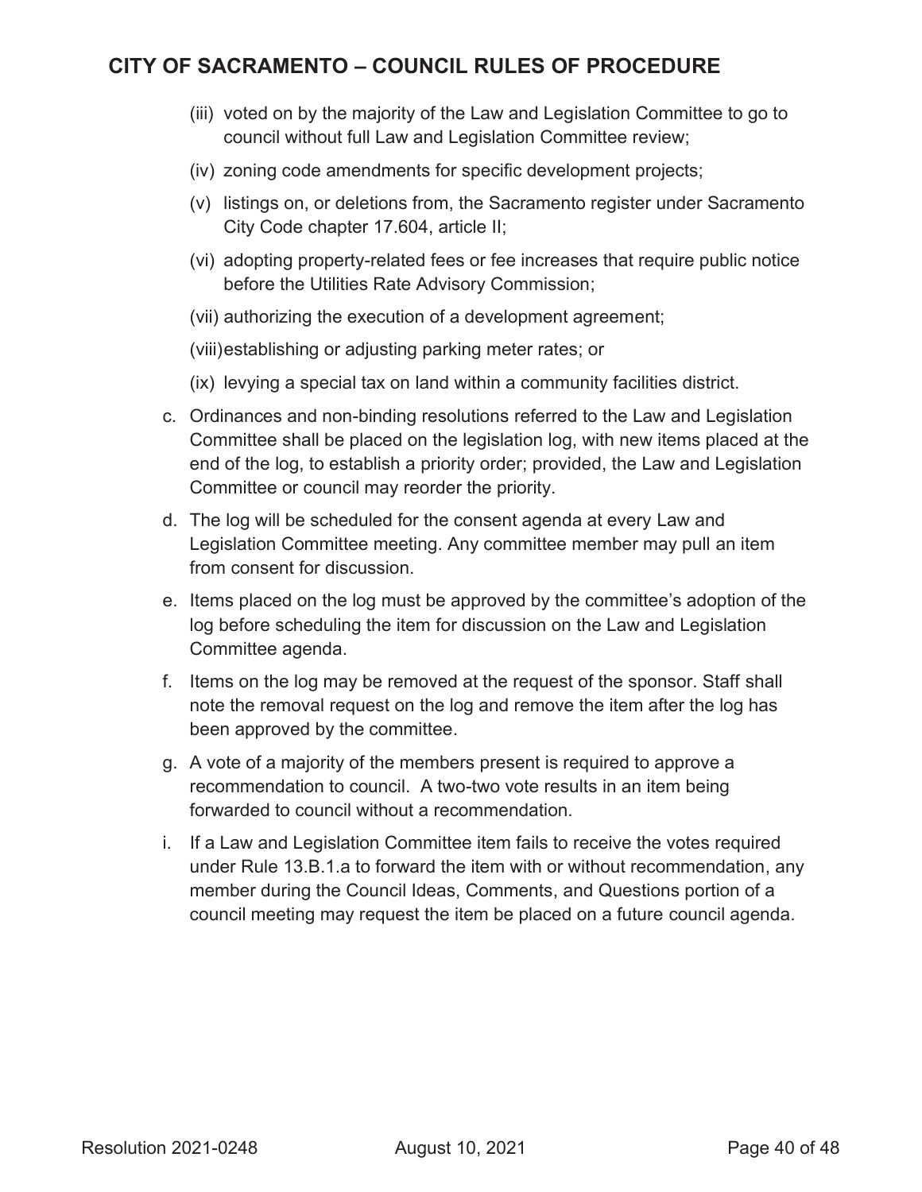(iii) voted on by the majority of the Law and Legislation Committee to go to council without full Law and Legislation Committee review;

(iv) zoning code amendments for specific development projects;

(v) listings on, or deletions from, the Sacramento register under Sacramento City Code chapter 17.604, article II;

(vi) adopting property-related fees or fee increases that require public notice before the Utilities Rate Advisory Commission;

(vii) authorizing the execution of a development agreement;

(viii) establishing or adjusting parking meter rates; or

(ix) levying a special tax on land within a community facilities district.

c. Ordinances and non-binding resolutions referred to the Law and Legislation Committee shall be placed on the legislation log, with new items placed at the end of the log, to establish a priority order; provided, the Law and Legislation Committee or council may reorder the priority.

d. The log will be scheduled for the consent agenda at every Law and Legislation Committee meeting. Any committee member may pull an item from consent for discussion.

e. Items placed on the log must be approved by the committee's adoption of the log before scheduling the item for discussion on the Law and Legislation Committee agenda.

f. Items on the log may be removed at the request of the sponsor. Staff shall note the removal request on the log and remove the item after the log has been approved by the committee.

g. A vote of a majority of the members present is required to approve a recommendation to council. A two-two vote results in an item being forwarded to council without a recommendation.

i. If a Law and Legislation Committee item fails to receive the votes required under Rule 13.B.1.a to forward the item with or without recommendation, any member during the Council Ideas, Comments, and Questions portion of a council meeting may request the item be placed on a future council agenda.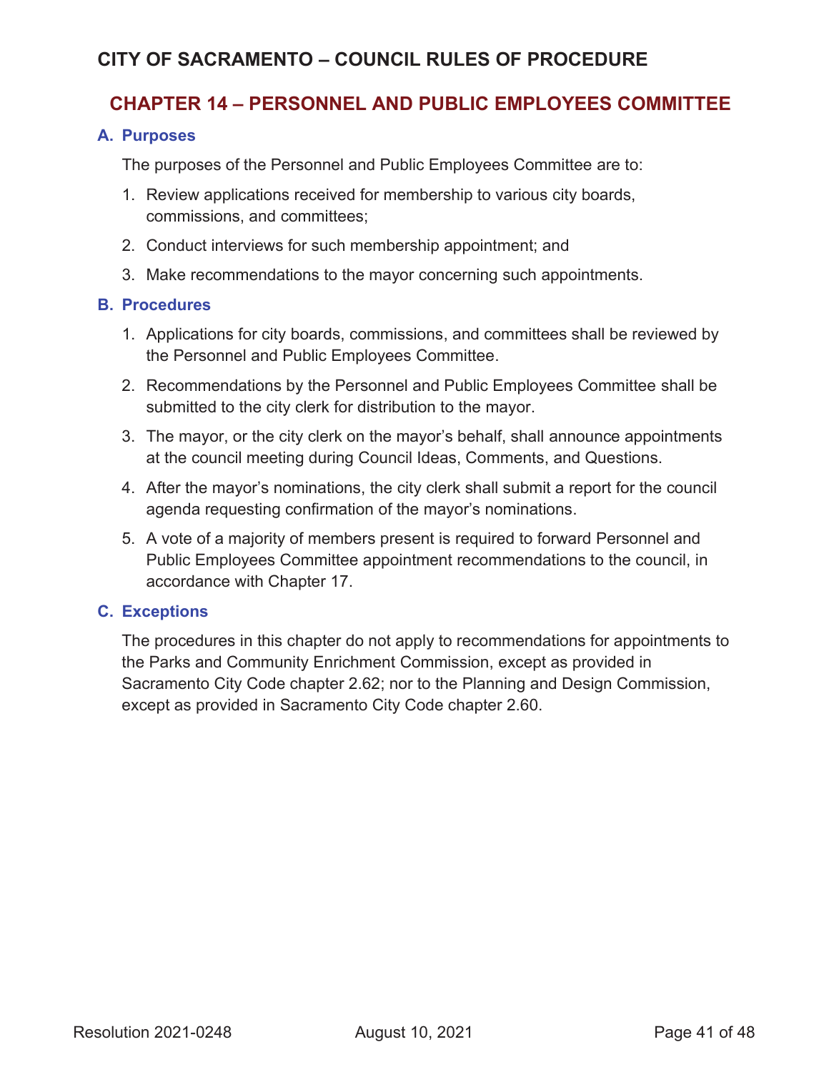## CHAPTER 14 – PERSONNEL AND PUBLIC EMPLOYEES COMMITTEE

### A. Purposes

The purposes of the Personnel and Public Employees Committee are to:

1. Review applications received for membership to various city boards, commissions, and committees;
2. Conduct interviews for such membership appointment; and
3. Make recommendations to the mayor concerning such appointments.

### B. Procedures

1. Applications for city boards, commissions, and committees shall be reviewed by the Personnel and Public Employees Committee.
2. Recommendations by the Personnel and Public Employees Committee shall be submitted to the city clerk for distribution to the mayor.
3. The mayor, or the city clerk on the mayor's behalf, shall announce appointments at the council meeting during Council Ideas, Comments, and Questions.
4. After the mayor's nominations, the city clerk shall submit a report for the council agenda requesting confirmation of the mayor's nominations.
5. A vote of a majority of members present is required to forward Personnel and Public Employees Committee appointment recommendations to the council, in accordance with Chapter 17.

### C. Exceptions

The procedures in this chapter do not apply to recommendations for appointments to the Parks and Community Enrichment Commission, except as provided in Sacramento City Code chapter 2.62; nor to the Planning and Design Commission, except as provided in Sacramento City Code chapter 2.60.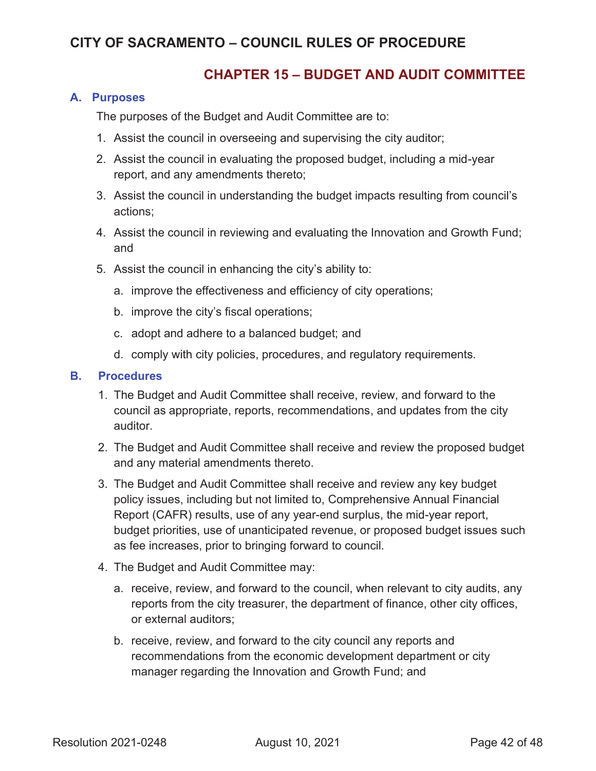# CITY OF SACRAMENTO – COUNCIL RULES OF PROCEDURE

## CHAPTER 15 – BUDGET AND AUDIT COMMITTEE

### A. Purposes

The purposes of the Budget and Audit Committee are to:

1. Assist the council in overseeing and supervising the city auditor;
2. Assist the council in evaluating the proposed budget, including a mid-year report, and any amendments thereto;
3. Assist the council in understanding the budget impacts resulting from council's actions;
4. Assist the council in reviewing and evaluating the Innovation and Growth Fund; and
5. Assist the council in enhancing the city's ability to:
    a. improve the effectiveness and efficiency of city operations;
    b. improve the city's fiscal operations;
    c. adopt and adhere to a balanced budget; and
    d. comply with city policies, procedures, and regulatory requirements.

### B. Procedures

1. The Budget and Audit Committee shall receive, review, and forward to the council as appropriate, reports, recommendations, and updates from the city auditor.
2. The Budget and Audit Committee shall receive and review the proposed budget and any material amendments thereto.
3. The Budget and Audit Committee shall receive and review any key budget policy issues, including but not limited to, Comprehensive Annual Financial Report (CAFR) results, use of any year-end surplus, the mid-year report, budget priorities, use of unanticipated revenue, or proposed budget issues such as fee increases, prior to bringing forward to council.
4. The Budget and Audit Committee may:
    a. receive, review, and forward to the council, when relevant to city audits, any reports from the city treasurer, the department of finance, other city offices, or external auditors;
    b. receive, review, and forward to the city council any reports and recommendations from the economic development department or city manager regarding the Innovation and Growth Fund; and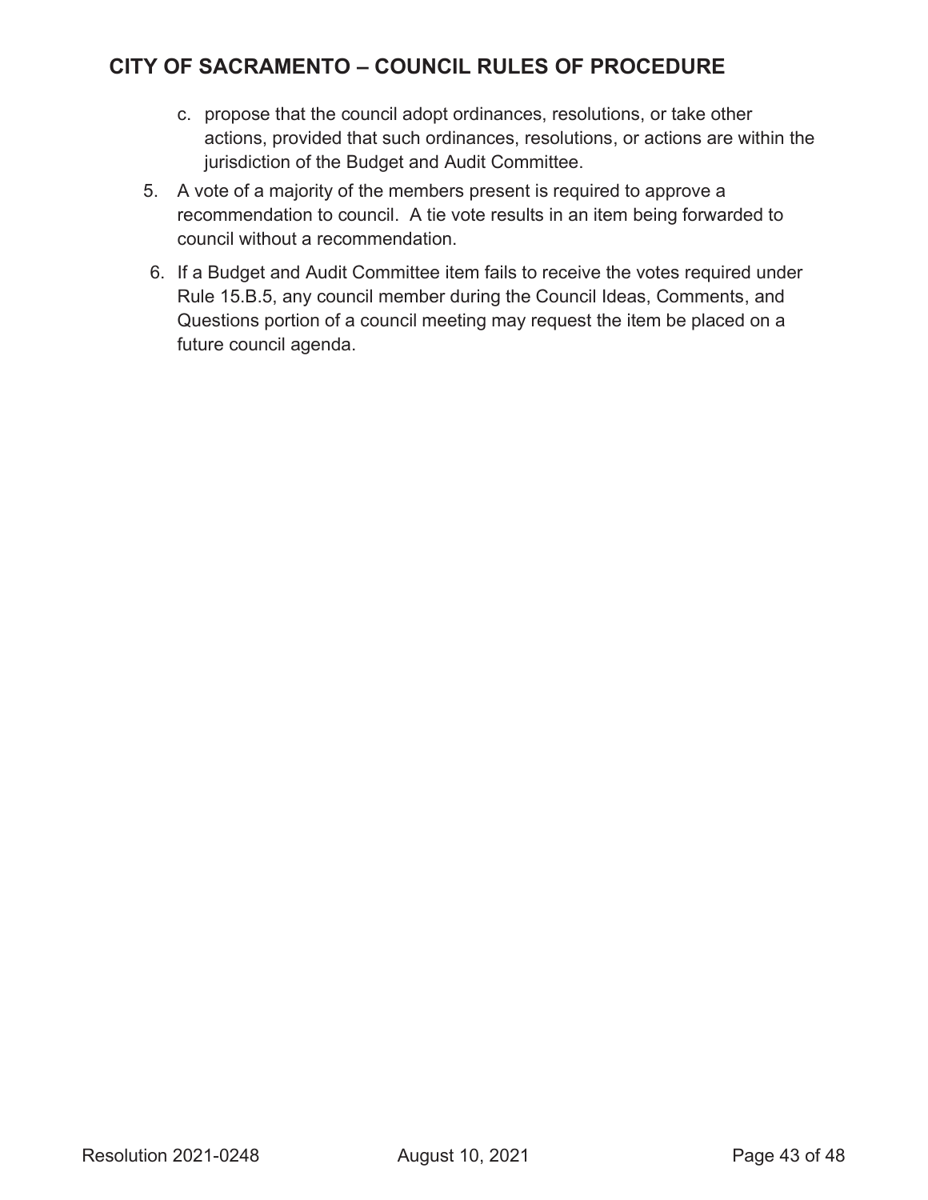c. propose that the council adopt ordinances, resolutions, or take other actions, provided that such ordinances, resolutions, or actions are within the jurisdiction of the Budget and Audit Committee.

5. A vote of a majority of the members present is required to approve a recommendation to council. A tie vote results in an item being forwarded to council without a recommendation.
6. If a Budget and Audit Committee item fails to receive the votes required under Rule 15.B.5, any council member during the Council Ideas, Comments, and Questions portion of a council meeting may request the item be placed on a future council agenda.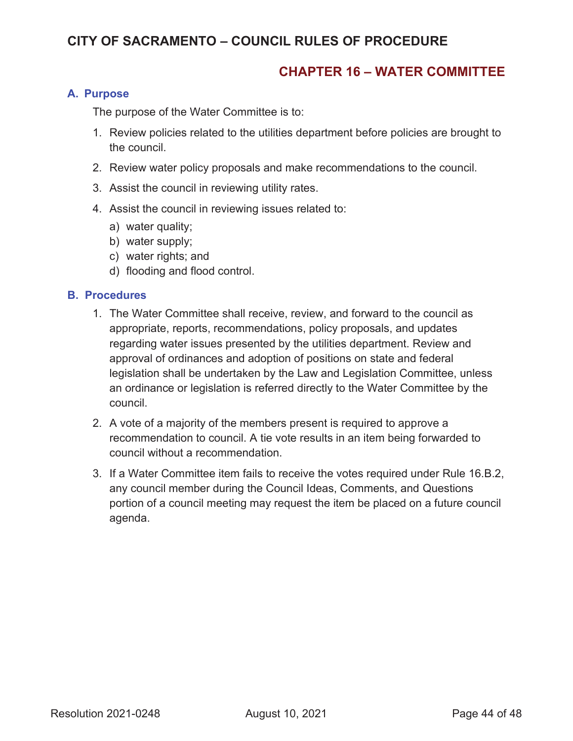## CHAPTER 16 – WATER COMMITTEE

### A. Purpose

The purpose of the Water Committee is to:

1. Review policies related to the utilities department before policies are brought to the council.
2. Review water policy proposals and make recommendations to the council.
3. Assist the council in reviewing utility rates.
4. Assist the council in reviewing issues related to:
   a) water quality;
   b) water supply;
   c) water rights; and
   d) flooding and flood control.

### B. Procedures

1. The Water Committee shall receive, review, and forward to the council as appropriate, reports, recommendations, policy proposals, and updates regarding water issues presented by the utilities department. Review and approval of ordinances and adoption of positions on state and federal legislation shall be undertaken by the Law and Legislation Committee, unless an ordinance or legislation is referred directly to the Water Committee by the council.
2. A vote of a majority of the members present is required to approve a recommendation to council. A tie vote results in an item being forwarded to council without a recommendation.
3. If a Water Committee item fails to receive the votes required under Rule 16.B.2, any council member during the Council Ideas, Comments, and Questions portion of a council meeting may request the item be placed on a future council agenda.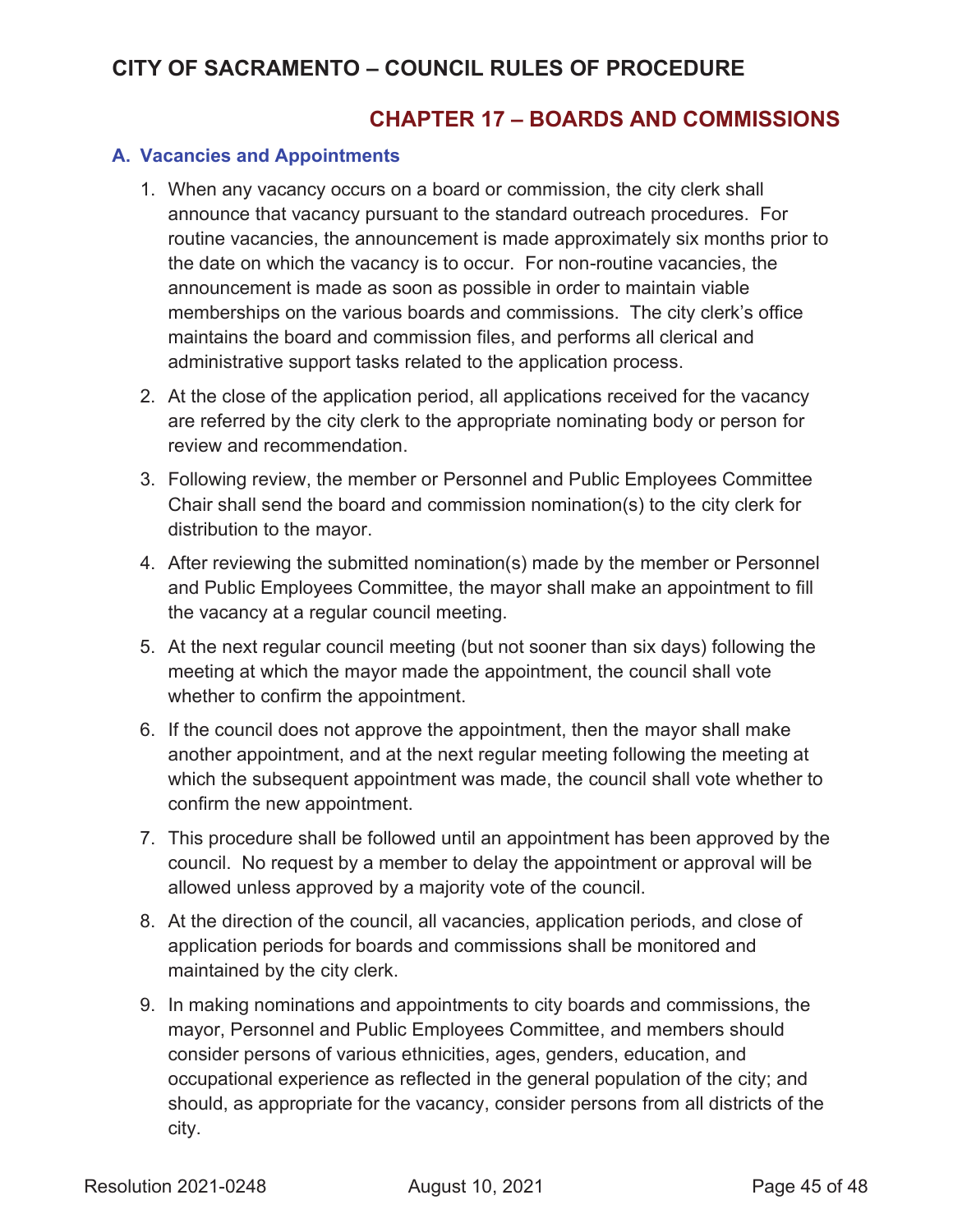## CHAPTER 17 – BOARDS AND COMMISSIONS

### A. Vacancies and Appointments

1. When any vacancy occurs on a board or commission, the city clerk shall announce that vacancy pursuant to the standard outreach procedures. For routine vacancies, the announcement is made approximately six months prior to the date on which the vacancy is to occur. For non-routine vacancies, the announcement is made as soon as possible in order to maintain viable memberships on the various boards and commissions. The city clerk's office maintains the board and commission files, and performs all clerical and administrative support tasks related to the application process.
2. At the close of the application period, all applications received for the vacancy are referred by the city clerk to the appropriate nominating body or person for review and recommendation.
3. Following review, the member or Personnel and Public Employees Committee Chair shall send the board and commission nomination(s) to the city clerk for distribution to the mayor.
4. After reviewing the submitted nomination(s) made by the member or Personnel and Public Employees Committee, the mayor shall make an appointment to fill the vacancy at a regular council meeting.
5. At the next regular council meeting (but not sooner than six days) following the meeting at which the mayor made the appointment, the council shall vote whether to confirm the appointment.
6. If the council does not approve the appointment, then the mayor shall make another appointment, and at the next regular meeting following the meeting at which the subsequent appointment was made, the council shall vote whether to confirm the new appointment.
7. This procedure shall be followed until an appointment has been approved by the council. No request by a member to delay the appointment or approval will be allowed unless approved by a majority vote of the council.
8. At the direction of the council, all vacancies, application periods, and close of application periods for boards and commissions shall be monitored and maintained by the city clerk.
9. In making nominations and appointments to city boards and commissions, the mayor, Personnel and Public Employees Committee, and members should consider persons of various ethnicities, ages, genders, education, and occupational experience as reflected in the general population of the city; and should, as appropriate for the vacancy, consider persons from all districts of the city.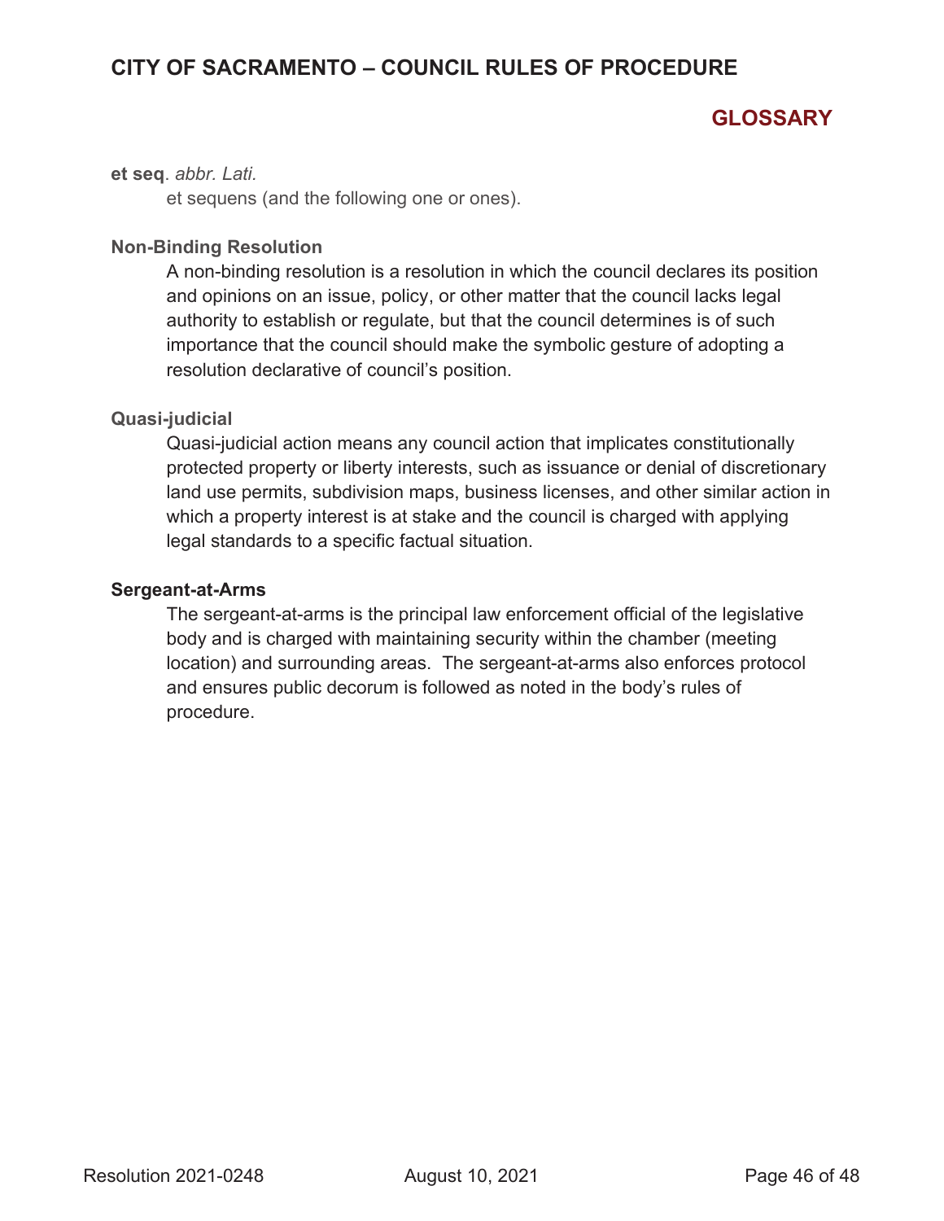## GLOSSARY

**et seq**. *abbr. Lati.*

et sequens (and the following one or ones).

**Non-Binding Resolution**

A non-binding resolution is a resolution in which the council declares its position and opinions on an issue, policy, or other matter that the council lacks legal authority to establish or regulate, but that the council determines is of such importance that the council should make the symbolic gesture of adopting a resolution declarative of council's position.

**Quasi-judicial**

Quasi-judicial action means any council action that implicates constitutionally protected property or liberty interests, such as issuance or denial of discretionary land use permits, subdivision maps, business licenses, and other similar action in which a property interest is at stake and the council is charged with applying legal standards to a specific factual situation.

**Sergeant-at-Arms**

The sergeant-at-arms is the principal law enforcement official of the legislative body and is charged with maintaining security within the chamber (meeting location) and surrounding areas. The sergeant-at-arms also enforces protocol and ensures public decorum is followed as noted in the body's rules of procedure.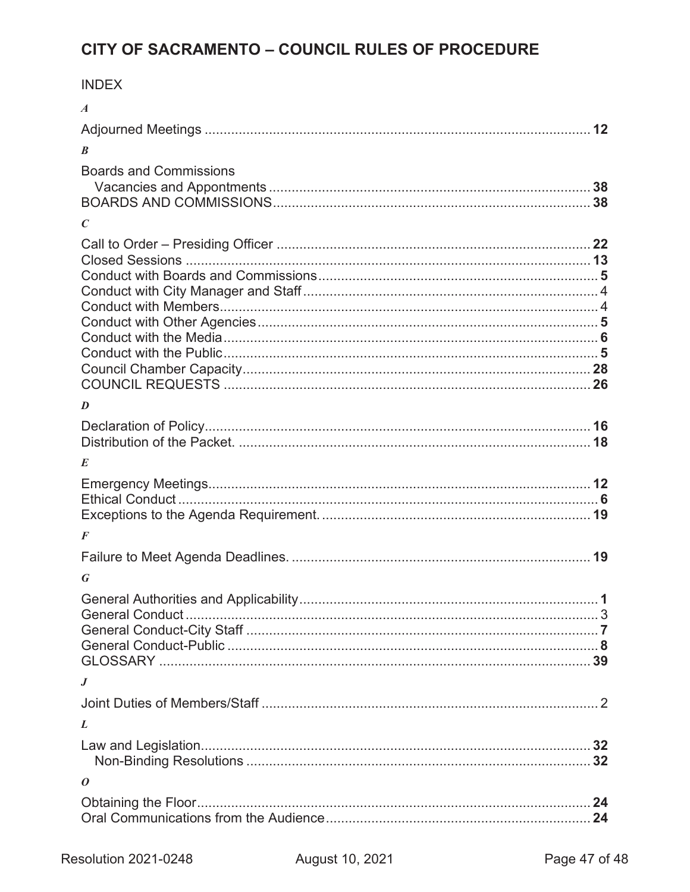# CITY OF SACRAMENTO – COUNCIL RULES OF PROCEDURE

INDEX

***A***

Adjourned Meetings ........................................ **12**

***B***

Boards and Commissions
  Vacancies and Appontments ........................................ **38**
BOARDS AND COMMISSIONS ........................................ **38**

***C***

Call to Order – Presiding Officer ........................................ **22**
Closed Sessions ........................................ **13**
Conduct with Boards and Commissions ........................................ **5**
Conduct with City Manager and Staff ........................................ 4
Conduct with Members ........................................ 4
Conduct with Other Agencies ........................................ **5**
Conduct with the Media ........................................ **6**
Conduct with the Public ........................................ **5**
Council Chamber Capacity ........................................ **28**
COUNCIL REQUESTS ........................................ **26**

***D***

Declaration of Policy ........................................ **16**
Distribution of the Packet. ........................................ **18**

***E***

Emergency Meetings ........................................ **12**
Ethical Conduct ........................................ **6**
Exceptions to the Agenda Requirement. ........................................ **19**

***F***

Failure to Meet Agenda Deadlines. ........................................ **19**

***G***

General Authorities and Applicability ........................................ **1**
General Conduct ........................................ 3
General Conduct-City Staff ........................................ **7**
General Conduct-Public ........................................ **8**
GLOSSARY ........................................ **39**

***J***

Joint Duties of Members/Staff ........................................ 2

***L***

Law and Legislation ........................................ **32**
  Non-Binding Resolutions ........................................ **32**

***O***

Obtaining the Floor ........................................ **24**
Oral Communications from the Audience ........................................ **24**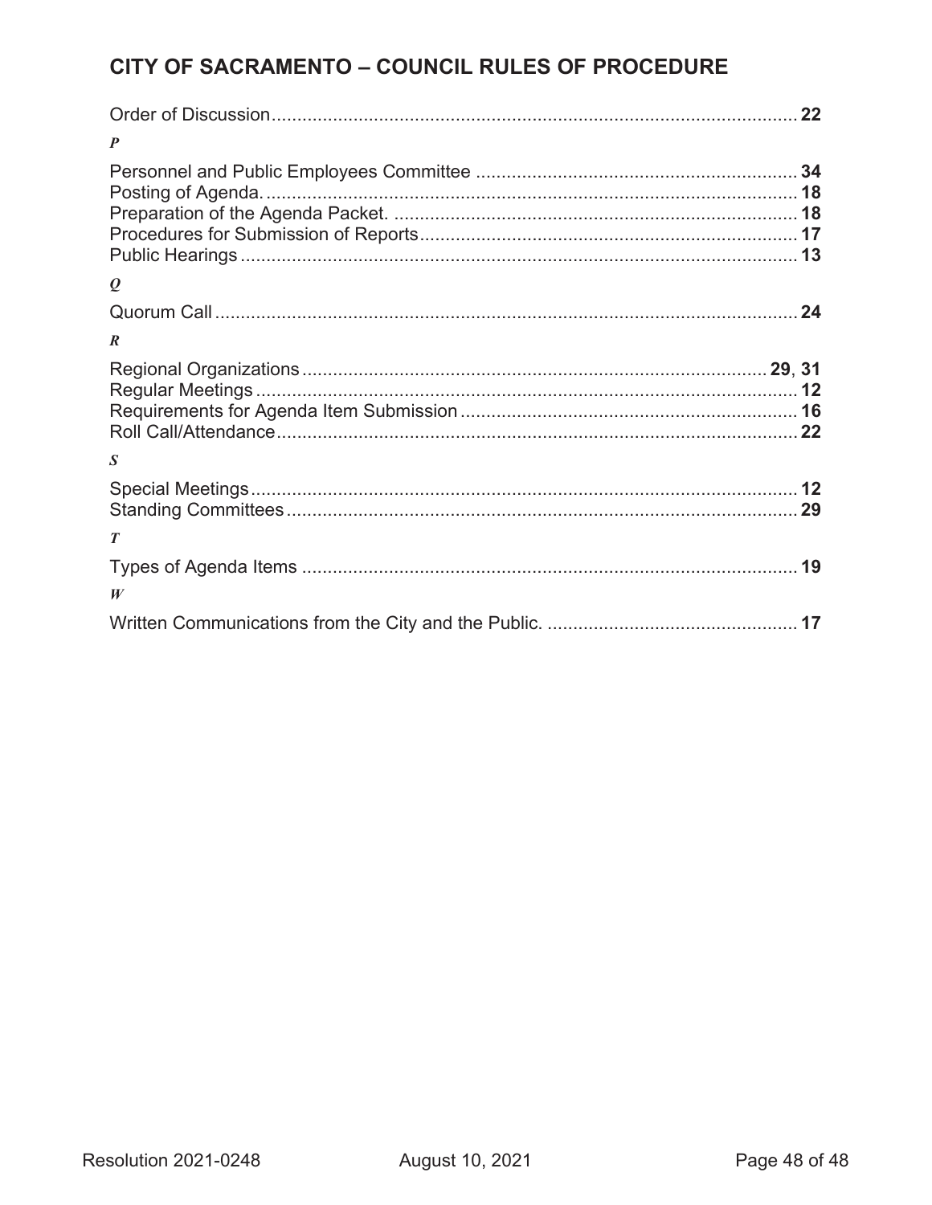Order of Discussion....................................................................................................... **22**

***P***

Personnel and Public Employees Committee ............................................................... **34**
Posting of Agenda......................................................................................................... **18**
Preparation of the Agenda Packet. ................................................................................ **18**
Procedures for Submission of Reports.......................................................................... **17**
Public Hearings .............................................................................................................. **13**

***Q***

Quorum Call .................................................................................................................. **24**

***R***

Regional Organizations ............................................................................................ **29**, **31**
Regular Meetings .......................................................................................................... **12**
Requirements for Agenda Item Submission ................................................................. **16**
Roll Call/Attendance...................................................................................................... **22**

***S***

Special Meetings............................................................................................................ **12**
Standing Committees .................................................................................................... **29**

***T***

Types of Agenda Items .................................................................................................. **19**

***W***

Written Communications from the City and the Public. ................................................. **17**